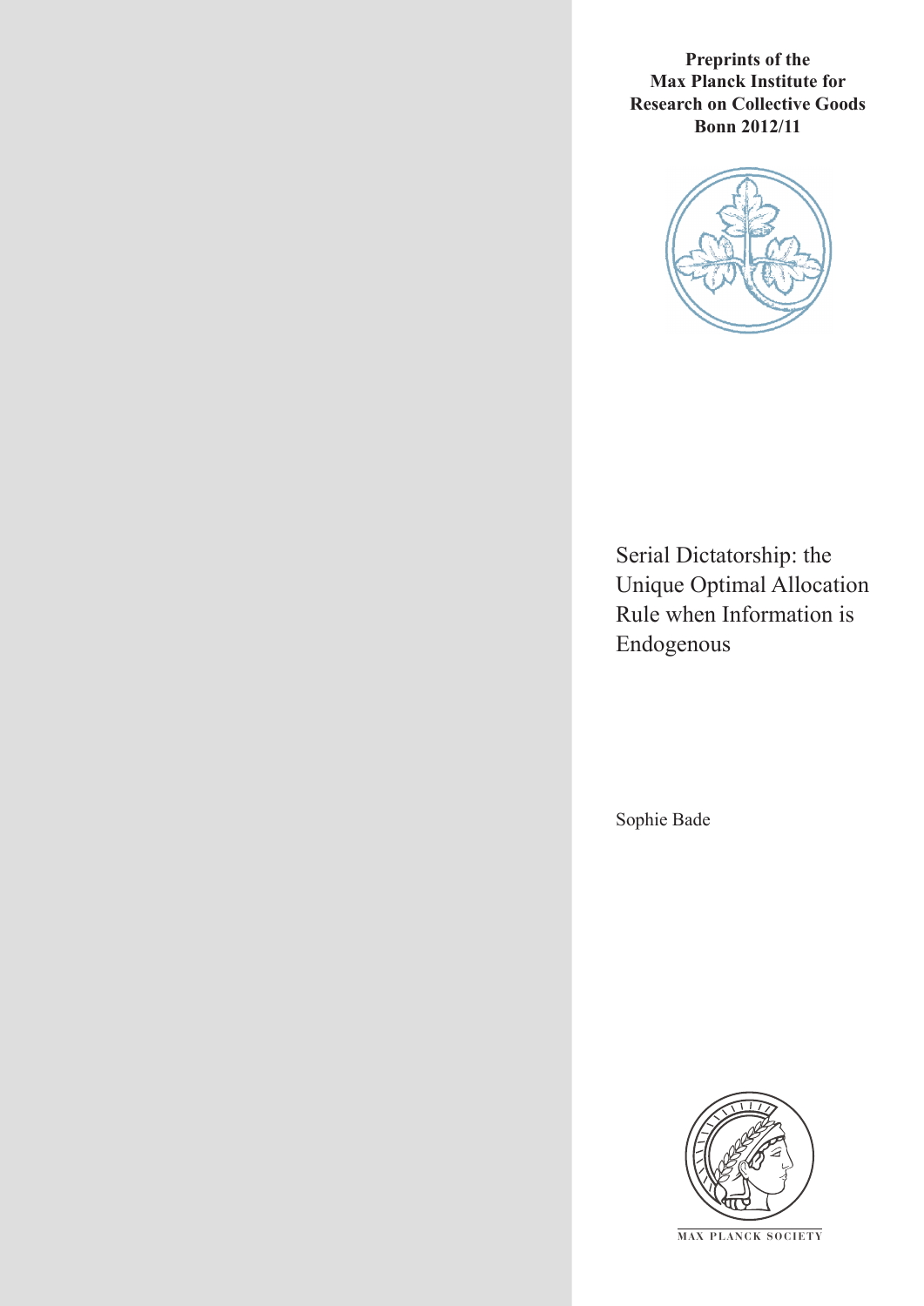**Preprints of the Max Planck Institute for Research on Collective Goods Bonn 2012/11**

# Serial Dictatorship: the Unique Optimal Allocation Rule when Information is Endogenous

Sophie Bade

MAX PLANCK SOCIETY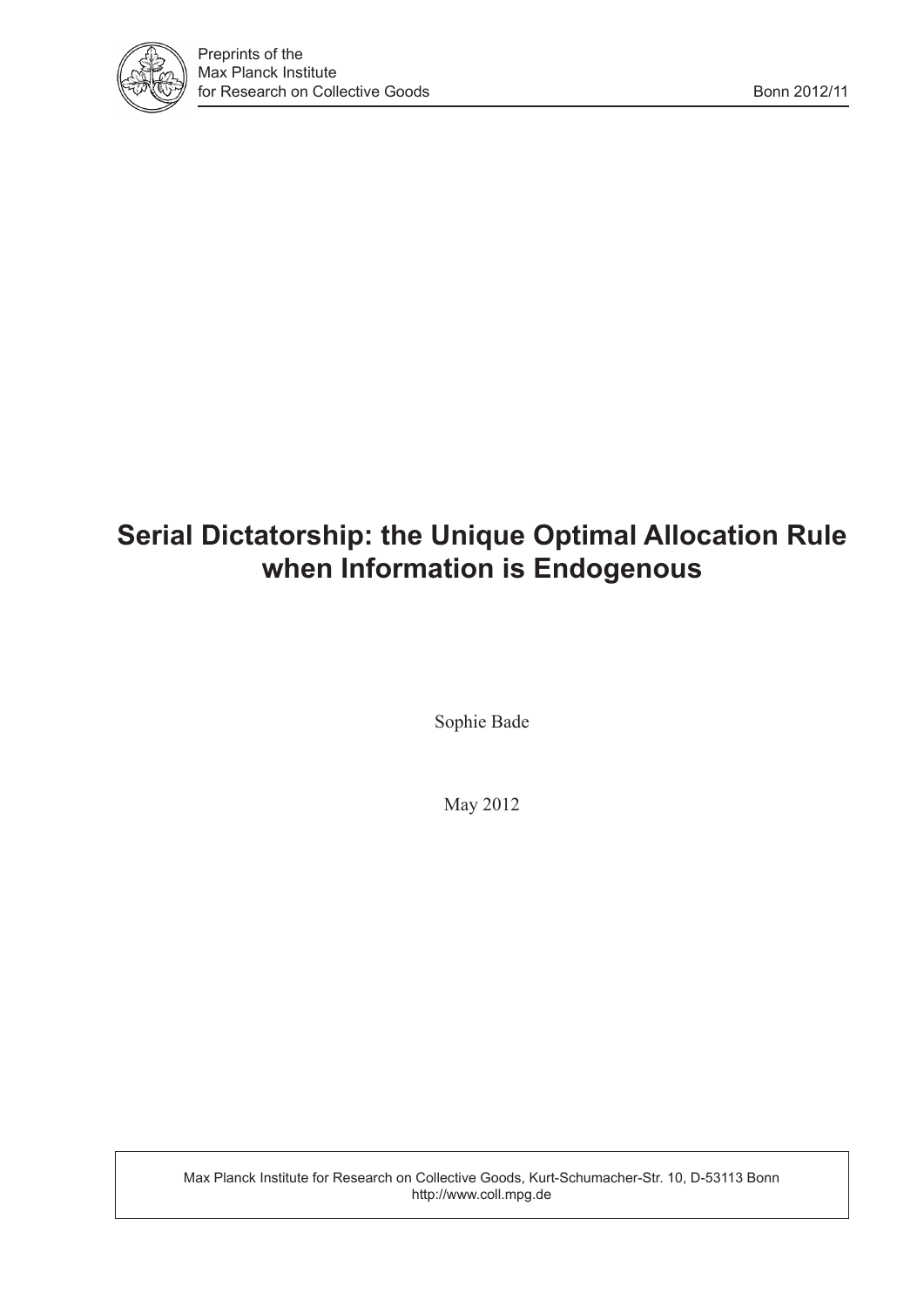# Serial Dictatorship: the Unique Optimal Allocation Rule when Information is Endogenous

Sophie Bade

May 2012

Max Planck Institute for Research on Collective Goods, Kurt-Schumacher-Str. 10, D-53113 Bonn
http://www.coll.mpg.de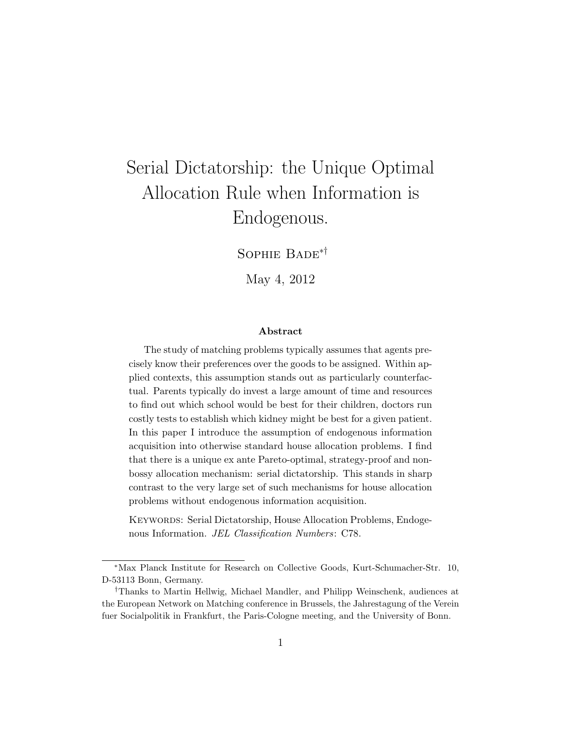# Serial Dictatorship: the Unique Optimal Allocation Rule when Information is Endogenous.

Sophie Bade[*][†]

May 4, 2012

### Abstract

The study of matching problems typically assumes that agents precisely know their preferences over the goods to be assigned. Within applied contexts, this assumption stands out as particularly counterfactual. Parents typically do invest a large amount of time and resources to find out which school would be best for their children, doctors run costly tests to establish which kidney might be best for a given patient. In this paper I introduce the assumption of endogenous information acquisition into otherwise standard house allocation problems. I find that there is a unique ex ante Pareto-optimal, strategy-proof and non-bossy allocation mechanism: serial dictatorship. This stands in sharp contrast to the very large set of such mechanisms for house allocation problems without endogenous information acquisition.

Keywords: Serial Dictatorship, House Allocation Problems, Endogenous Information. *JEL Classification Numbers*: C78.

---

[*] Max Planck Institute for Research on Collective Goods, Kurt-Schumacher-Str. 10, D-53113 Bonn, Germany.

[†] Thanks to Martin Hellwig, Michael Mandler, and Philipp Weinschenk, audiences at the European Network on Matching conference in Brussels, the Jahrestagung of the Verein fuer Socialpolitik in Frankfurt, the Paris-Cologne meeting, and the University of Bonn.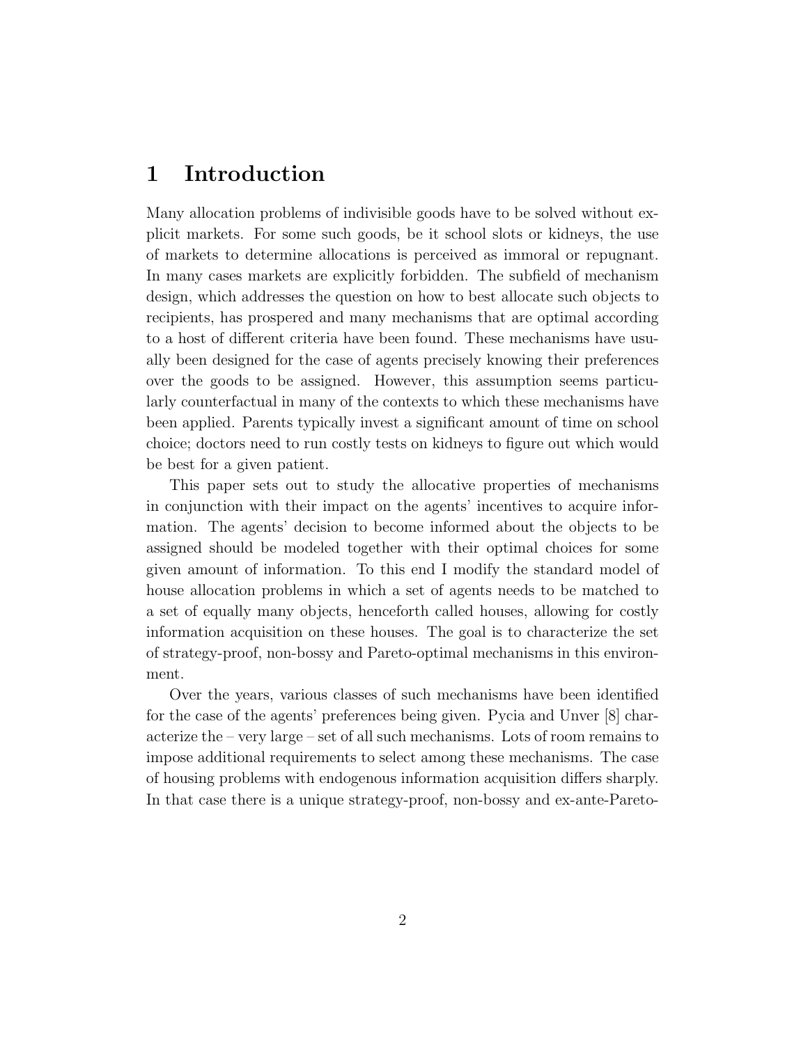# 1 Introduction

Many allocation problems of indivisible goods have to be solved without explicit markets. For some such goods, be it school slots or kidneys, the use of markets to determine allocations is perceived as immoral or repugnant. In many cases markets are explicitly forbidden. The subfield of mechanism design, which addresses the question on how to best allocate such objects to recipients, has prospered and many mechanisms that are optimal according to a host of different criteria have been found. These mechanisms have usually been designed for the case of agents precisely knowing their preferences over the goods to be assigned. However, this assumption seems particularly counterfactual in many of the contexts to which these mechanisms have been applied. Parents typically invest a significant amount of time on school choice; doctors need to run costly tests on kidneys to figure out which would be best for a given patient.

This paper sets out to study the allocative properties of mechanisms in conjunction with their impact on the agents' incentives to acquire information. The agents' decision to become informed about the objects to be assigned should be modeled together with their optimal choices for some given amount of information. To this end I modify the standard model of house allocation problems in which a set of agents needs to be matched to a set of equally many objects, henceforth called houses, allowing for costly information acquisition on these houses. The goal is to characterize the set of strategy-proof, non-bossy and Pareto-optimal mechanisms in this environment.

Over the years, various classes of such mechanisms have been identified for the case of the agents' preferences being given. Pycia and Unver [8] characterize the – very large – set of all such mechanisms. Lots of room remains to impose additional requirements to select among these mechanisms. The case of housing problems with endogenous information acquisition differs sharply. In that case there is a unique strategy-proof, non-bossy and ex-ante-Pareto-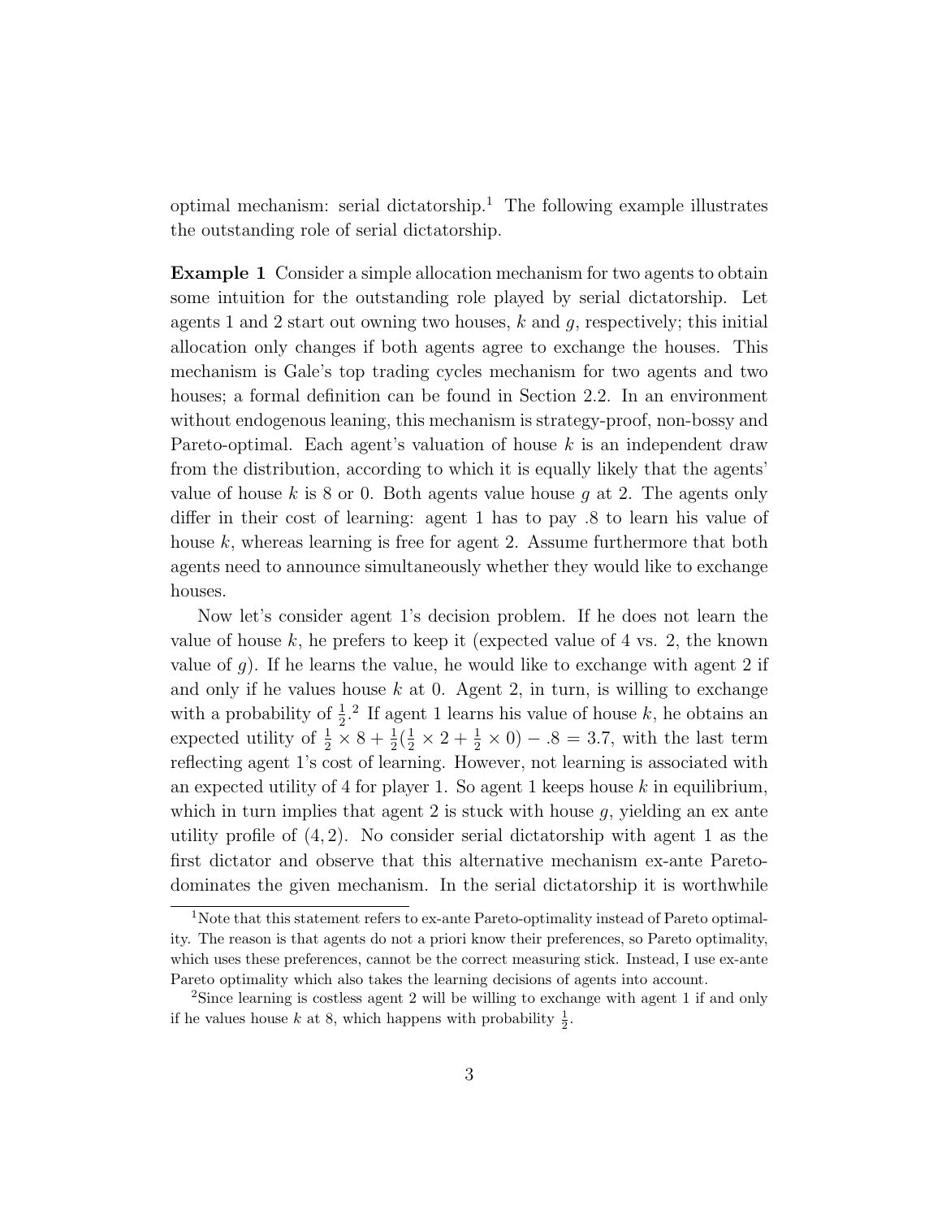optimal mechanism: serial dictatorship.[1] The following example illustrates the outstanding role of serial dictatorship.

**Example 1** Consider a simple allocation mechanism for two agents to obtain some intuition for the outstanding role played by serial dictatorship. Let agents 1 and 2 start out owning two houses, $k$ and $g$, respectively; this initial allocation only changes if both agents agree to exchange the houses. This mechanism is Gale's top trading cycles mechanism for two agents and two houses; a formal definition can be found in Section 2.2. In an environment without endogenous leaning, this mechanism is strategy-proof, non-bossy and Pareto-optimal. Each agent's valuation of house $k$ is an independent draw from the distribution, according to which it is equally likely that the agents' value of house $k$ is 8 or 0. Both agents value house $g$ at 2. The agents only differ in their cost of learning: agent 1 has to pay .8 to learn his value of house $k$, whereas learning is free for agent 2. Assume furthermore that both agents need to announce simultaneously whether they would like to exchange houses.

Now let's consider agent 1's decision problem. If he does not learn the value of house $k$, he prefers to keep it (expected value of 4 vs. 2, the known value of $g$). If he learns the value, he would like to exchange with agent 2 if and only if he values house $k$ at 0. Agent 2, in turn, is willing to exchange with a probability of $\frac{1}{2}$.[2] If agent 1 learns his value of house $k$, he obtains an expected utility of $\frac{1}{2} \times 8 + \frac{1}{2}(\frac{1}{2} \times 2 + \frac{1}{2} \times 0) - .8 = 3.7$, with the last term reflecting agent 1's cost of learning. However, not learning is associated with an expected utility of 4 for player 1. So agent 1 keeps house $k$ in equilibrium, which in turn implies that agent 2 is stuck with house $g$, yielding an ex ante utility profile of $(4, 2)$. No consider serial dictatorship with agent 1 as the first dictator and observe that this alternative mechanism ex-ante Pareto-dominates the given mechanism. In the serial dictatorship it is worthwhile

[1] Note that this statement refers to ex-ante Pareto-optimality instead of Pareto optimality. The reason is that agents do not a priori know their preferences, so Pareto optimality, which uses these preferences, cannot be the correct measuring stick. Instead, I use ex-ante Pareto optimality which also takes the learning decisions of agents into account.

[2] Since learning is costless agent 2 will be willing to exchange with agent 1 if and only if he values house $k$ at 8, which happens with probability $\frac{1}{2}$.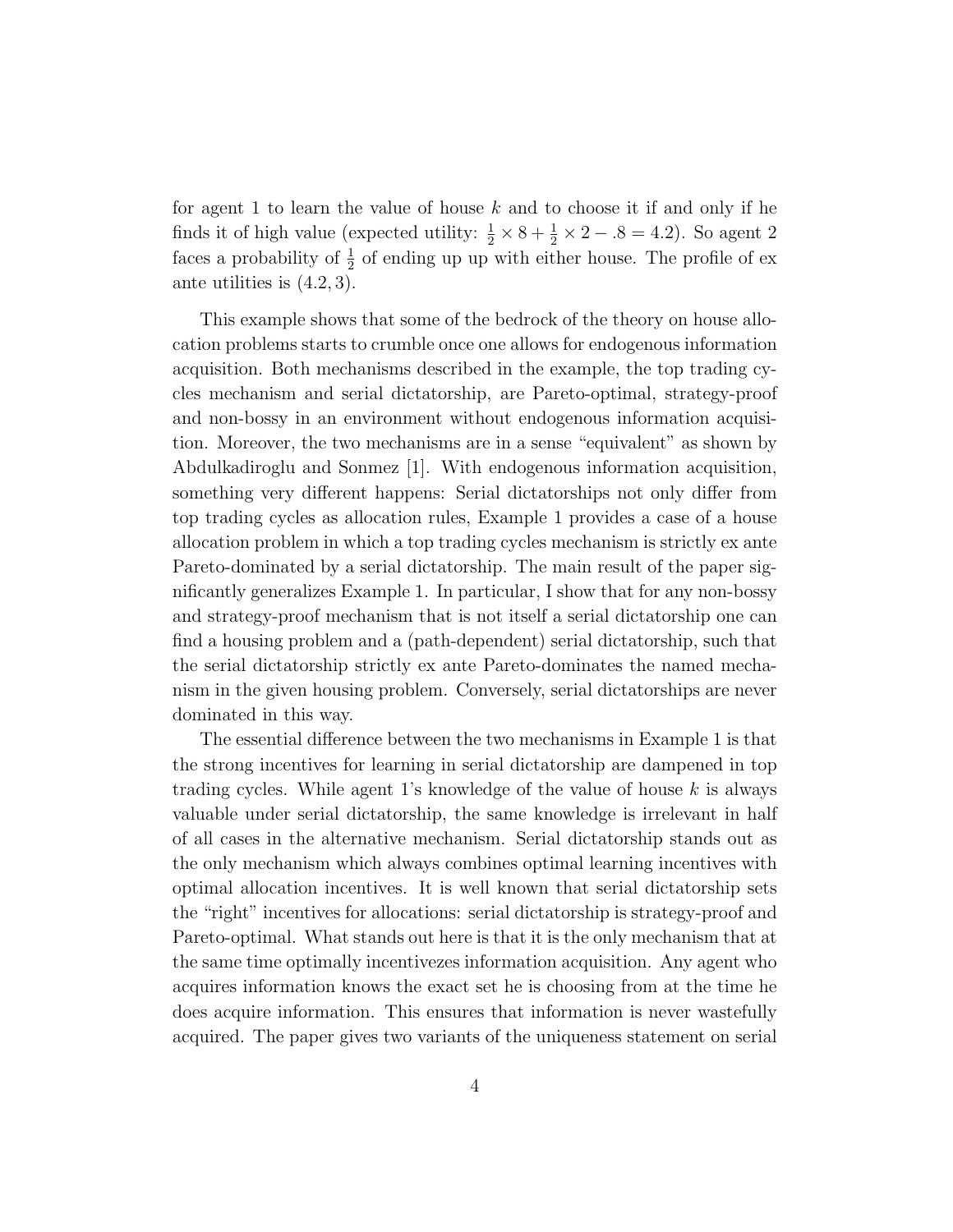for agent 1 to learn the value of house $k$ and to choose it if and only if he finds it of high value (expected utility: $\frac{1}{2} \times 8 + \frac{1}{2} \times 2 - .8 = 4.2$). So agent 2 faces a probability of $\frac{1}{2}$ of ending up up with either house. The profile of ex ante utilities is $(4.2, 3)$.

This example shows that some of the bedrock of the theory on house allocation problems starts to crumble once one allows for endogenous information acquisition. Both mechanisms described in the example, the top trading cycles mechanism and serial dictatorship, are Pareto-optimal, strategy-proof and non-bossy in an environment without endogenous information acquisition. Moreover, the two mechanisms are in a sense "equivalent" as shown by Abdulkadiroglu and Sonmez [1]. With endogenous information acquisition, something very different happens: Serial dictatorships not only differ from top trading cycles as allocation rules, Example 1 provides a case of a house allocation problem in which a top trading cycles mechanism is strictly ex ante Pareto-dominated by a serial dictatorship. The main result of the paper significantly generalizes Example 1. In particular, I show that for any non-bossy and strategy-proof mechanism that is not itself a serial dictatorship one can find a housing problem and a (path-dependent) serial dictatorship, such that the serial dictatorship strictly ex ante Pareto-dominates the named mechanism in the given housing problem. Conversely, serial dictatorships are never dominated in this way.

The essential difference between the two mechanisms in Example 1 is that the strong incentives for learning in serial dictatorship are dampened in top trading cycles. While agent 1's knowledge of the value of house $k$ is always valuable under serial dictatorship, the same knowledge is irrelevant in half of all cases in the alternative mechanism. Serial dictatorship stands out as the only mechanism which always combines optimal learning incentives with optimal allocation incentives. It is well known that serial dictatorship sets the "right" incentives for allocations: serial dictatorship is strategy-proof and Pareto-optimal. What stands out here is that it is the only mechanism that at the same time optimally incentivezes information acquisition. Any agent who acquires information knows the exact set he is choosing from at the time he does acquire information. This ensures that information is never wastefully acquired. The paper gives two variants of the uniqueness statement on serial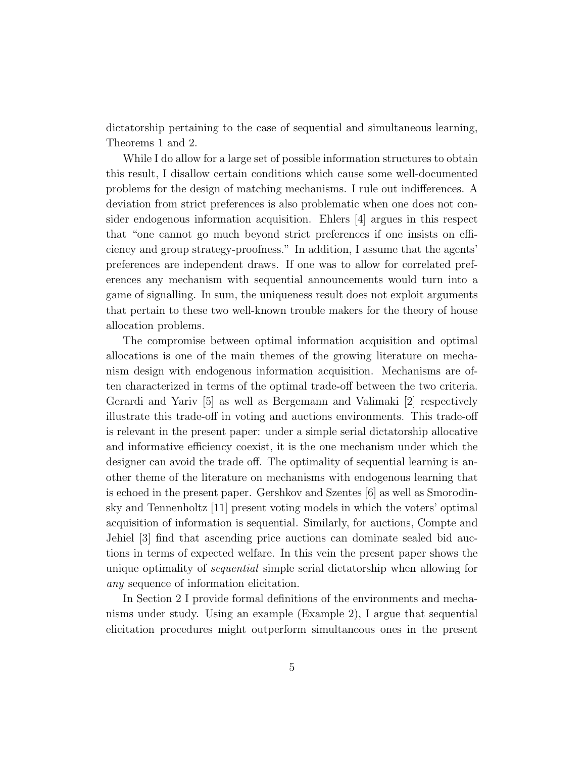dictatorship pertaining to the case of sequential and simultaneous learning, Theorems 1 and 2.

While I do allow for a large set of possible information structures to obtain this result, I disallow certain conditions which cause some well-documented problems for the design of matching mechanisms. I rule out indifferences. A deviation from strict preferences is also problematic when one does not consider endogenous information acquisition. Ehlers [4] argues in this respect that "one cannot go much beyond strict preferences if one insists on efficiency and group strategy-proofness." In addition, I assume that the agents' preferences are independent draws. If one was to allow for correlated preferences any mechanism with sequential announcements would turn into a game of signalling. In sum, the uniqueness result does not exploit arguments that pertain to these two well-known trouble makers for the theory of house allocation problems.

The compromise between optimal information acquisition and optimal allocations is one of the main themes of the growing literature on mechanism design with endogenous information acquisition. Mechanisms are often characterized in terms of the optimal trade-off between the two criteria. Gerardi and Yariv [5] as well as Bergemann and Valimaki [2] respectively illustrate this trade-off in voting and auctions environments. This trade-off is relevant in the present paper: under a simple serial dictatorship allocative and informative efficiency coexist, it is the one mechanism under which the designer can avoid the trade off. The optimality of sequential learning is another theme of the literature on mechanisms with endogenous learning that is echoed in the present paper. Gershkov and Szentes [6] as well as Smorodinsky and Tennenholtz [11] present voting models in which the voters' optimal acquisition of information is sequential. Similarly, for auctions, Compte and Jehiel [3] find that ascending price auctions can dominate sealed bid auctions in terms of expected welfare. In this vein the present paper shows the unique optimality of *sequential* simple serial dictatorship when allowing for *any* sequence of information elicitation.

In Section 2 I provide formal definitions of the environments and mechanisms under study. Using an example (Example 2), I argue that sequential elicitation procedures might outperform simultaneous ones in the present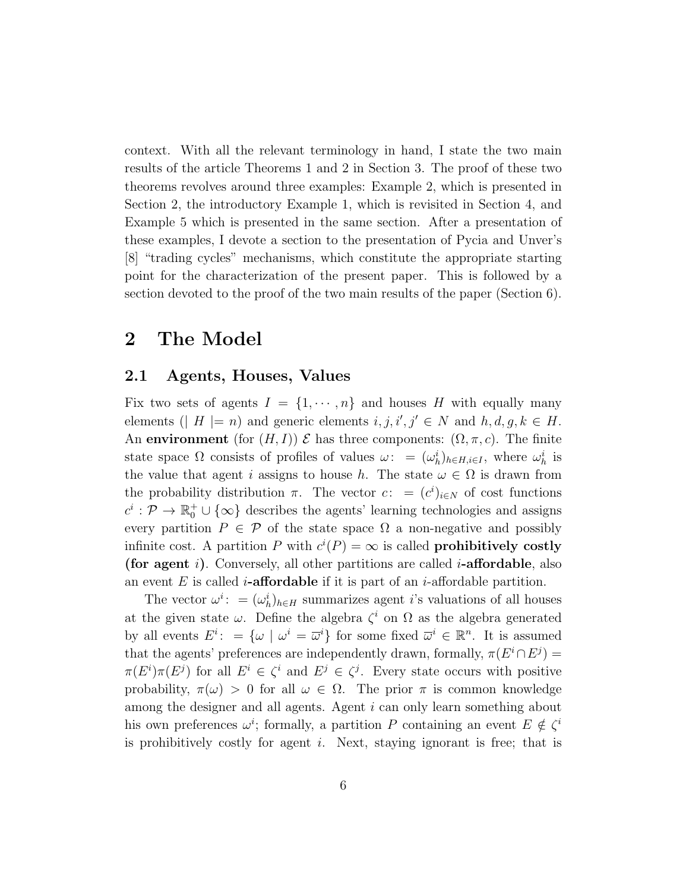context. With all the relevant terminology in hand, I state the two main results of the article Theorems 1 and 2 in Section 3. The proof of these two theorems revolves around three examples: Example 2, which is presented in Section 2, the introductory Example 1, which is revisited in Section 4, and Example 5 which is presented in the same section. After a presentation of these examples, I devote a section to the presentation of Pycia and Unver's [8] "trading cycles" mechanisms, which constitute the appropriate starting point for the characterization of the present paper. This is followed by a section devoted to the proof of the two main results of the paper (Section 6).

# 2 The Model

## 2.1 Agents, Houses, Values

Fix two sets of agents $I = \{1, \cdots, n\}$ and houses $H$ with equally many elements ($\mid H \mid = n$) and generic elements $i, j, i', j' \in N$ and $h, d, g, k \in H$. An **environment** (for $(H, I)$) $\mathcal{E}$ has three components: $(\Omega, \pi, c)$. The finite state space $\Omega$ consists of profiles of values $\omega \colon = (\omega^i_h)_{h \in H, i \in I}$, where $\omega^i_h$ is the value that agent $i$ assigns to house $h$. The state $\omega \in \Omega$ is drawn from the probability distribution $\pi$. The vector $c \colon = (c^i)_{i \in N}$ of cost functions $c^i : \mathcal{P} \to \mathbb{R}^+_0 \cup \{\infty\}$ describes the agents' learning technologies and assigns every partition $P \in \mathcal{P}$ of the state space $\Omega$ a non-negative and possibly infinite cost. A partition $P$ with $c^i(P) = \infty$ is called **prohibitively costly (for agent $i$)**. Conversely, all other partitions are called **$i$-affordable**, also an event $E$ is called **$i$-affordable** if it is part of an $i$-affordable partition.

The vector $\omega^i \colon = (\omega^i_h)_{h \in H}$ summarizes agent $i$'s valuations of all houses at the given state $\omega$. Define the algebra $\zeta^i$ on $\Omega$ as the algebra generated by all events $E^i \colon = \{\omega \mid \omega^i = \overline{\omega}^i\}$ for some fixed $\overline{\omega}^i \in \mathbb{R}^n$. It is assumed that the agents' preferences are independently drawn, formally, $\pi(E^i \cap E^j) = \pi(E^i)\pi(E^j)$ for all $E^i \in \zeta^i$ and $E^j \in \zeta^j$. Every state occurs with positive probability, $\pi(\omega) > 0$ for all $\omega \in \Omega$. The prior $\pi$ is common knowledge among the designer and all agents. Agent $i$ can only learn something about his own preferences $\omega^i$; formally, a partition $P$ containing an event $E \notin \zeta^i$ is prohibitively costly for agent $i$. Next, staying ignorant is free; that is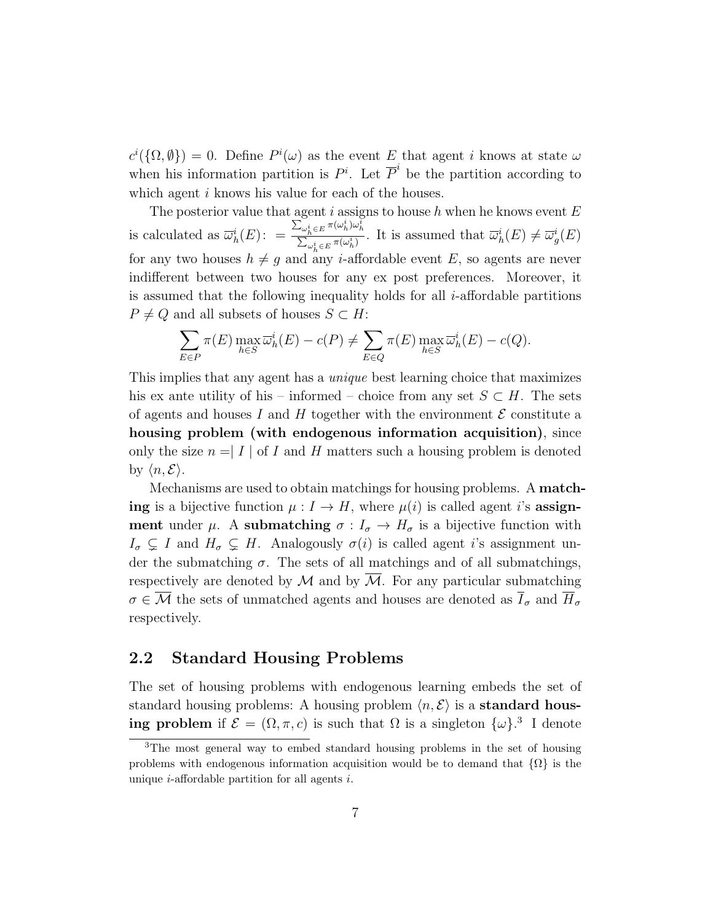$c^i(\{\Omega, \emptyset\}) = 0$. Define $P^i(\omega)$ as the event $E$ that agent $i$ knows at state $\omega$ when his information partition is $P^i$. Let $\overline{P}^i$ be the partition according to which agent $i$ knows his value for each of the houses.

The posterior value that agent $i$ assigns to house $h$ when he knows event $E$ is calculated as $\overline{\omega}^i_h(E) := \frac{\sum_{\omega^i_h \in E} \pi(\omega^i_h)\omega^i_h}{\sum_{\omega^i_h \in E} \pi(\omega^i_h)}$. It is assumed that $\overline{\omega}^i_h(E) \neq \overline{\omega}^i_g(E)$ for any two houses $h \neq g$ and any $i$-affordable event $E$, so agents are never indifferent between two houses for any ex post preferences. Moreover, it is assumed that the following inequality holds for all $i$-affordable partitions $P \neq Q$ and all subsets of houses $S \subset H$:

$$\sum_{E \in P} \pi(E) \max_{h \in S} \overline{\omega}^i_h(E) - c(P) \neq \sum_{E \in Q} \pi(E) \max_{h \in S} \overline{\omega}^i_h(E) - c(Q).$$

This implies that any agent has a *unique* best learning choice that maximizes his ex ante utility of his – informed – choice from any set $S \subset H$. The sets of agents and houses $I$ and $H$ together with the environment $\mathcal{E}$ constitute a **housing problem (with endogenous information acquisition)**, since only the size $n = \mid I \mid$ of $I$ and $H$ matters such a housing problem is denoted by $\langle n, \mathcal{E} \rangle$.

Mechanisms are used to obtain matchings for housing problems. A **matching** is a bijective function $\mu : I \rightarrow H$, where $\mu(i)$ is called agent $i$'s **assignment** under $\mu$. A **submatching** $\sigma : I_\sigma \rightarrow H_\sigma$ is a bijective function with $I_\sigma \subsetneq I$ and $H_\sigma \subsetneq H$. Analogously $\sigma(i)$ is called agent $i$'s assignment under the submatching $\sigma$. The sets of all matchings and of all submatchings, respectively are denoted by $\mathcal{M}$ and by $\overline{\mathcal{M}}$. For any particular submatching $\sigma \in \overline{\mathcal{M}}$ the sets of unmatched agents and houses are denoted as $\overline{I}_\sigma$ and $\overline{H}_\sigma$ respectively.

## 2.2 Standard Housing Problems

The set of housing problems with endogenous learning embeds the set of standard housing problems: A housing problem $\langle n, \mathcal{E} \rangle$ is a **standard housing problem** if $\mathcal{E} = (\Omega, \pi, c)$ is such that $\Omega$ is a singleton $\{\omega\}$.[3] I denote

[3] The most general way to embed standard housing problems in the set of housing problems with endogenous information acquisition would be to demand that $\{\Omega\}$ is the unique $i$-affordable partition for all agents $i$.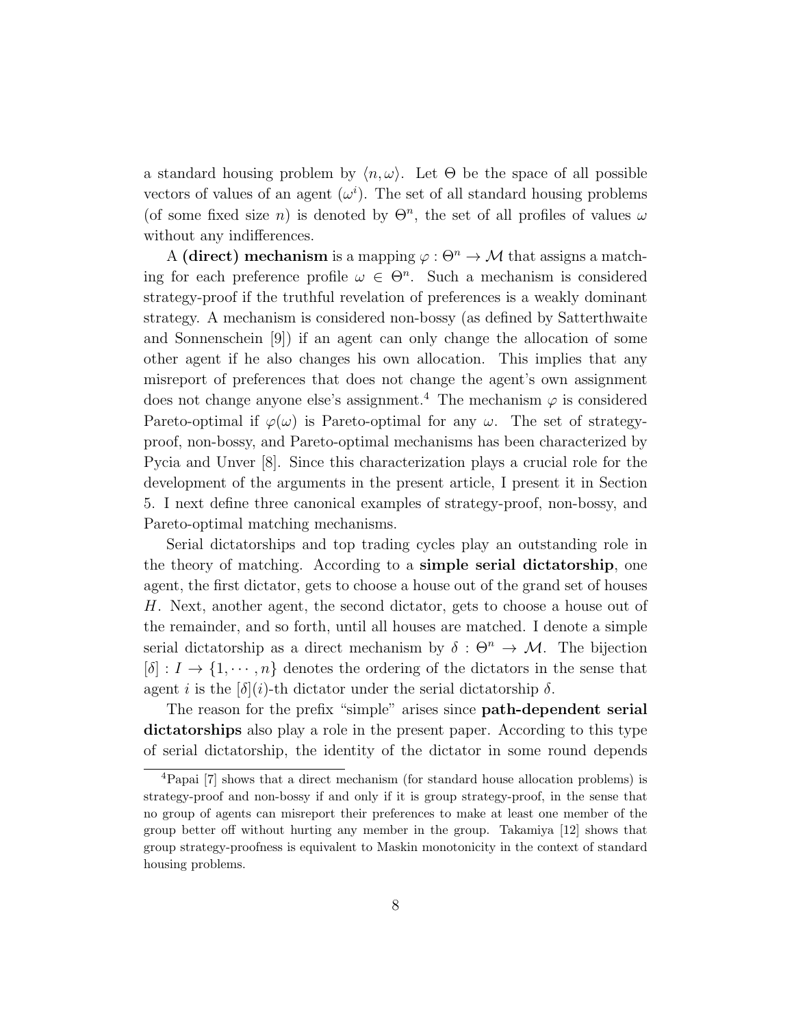a standard housing problem by $\langle n, \omega \rangle$. Let $\Theta$ be the space of all possible vectors of values of an agent ($\omega^i$). The set of all standard housing problems (of some fixed size $n$) is denoted by $\Theta^n$, the set of all profiles of values $\omega$ without any indifferences.

A **(direct) mechanism** is a mapping $\varphi : \Theta^n \to \mathcal{M}$ that assigns a matching for each preference profile $\omega \in \Theta^n$. Such a mechanism is considered strategy-proof if the truthful revelation of preferences is a weakly dominant strategy. A mechanism is considered non-bossy (as defined by Satterthwaite and Sonnenschein [9]) if an agent can only change the allocation of some other agent if he also changes his own allocation. This implies that any misreport of preferences that does not change the agent's own assignment does not change anyone else's assignment.[4] The mechanism $\varphi$ is considered Pareto-optimal if $\varphi(\omega)$ is Pareto-optimal for any $\omega$. The set of strategy-proof, non-bossy, and Pareto-optimal mechanisms has been characterized by Pycia and Unver [8]. Since this characterization plays a crucial role for the development of the arguments in the present article, I present it in Section 5. I next define three canonical examples of strategy-proof, non-bossy, and Pareto-optimal matching mechanisms.

Serial dictatorships and top trading cycles play an outstanding role in the theory of matching. According to a **simple serial dictatorship**, one agent, the first dictator, gets to choose a house out of the grand set of houses $H$. Next, another agent, the second dictator, gets to choose a house out of the remainder, and so forth, until all houses are matched. I denote a simple serial dictatorship as a direct mechanism by $\delta : \Theta^n \to \mathcal{M}$. The bijection $[\delta] : I \to \{1, \cdots, n\}$ denotes the ordering of the dictators in the sense that agent $i$ is the $[\delta](i)$-th dictator under the serial dictatorship $\delta$.

The reason for the prefix "simple" arises since **path-dependent serial dictatorships** also play a role in the present paper. According to this type of serial dictatorship, the identity of the dictator in some round depends

[4] Papai [7] shows that a direct mechanism (for standard house allocation problems) is strategy-proof and non-bossy if and only if it is group strategy-proof, in the sense that no group of agents can misreport their preferences to make at least one member of the group better off without hurting any member in the group. Takamiya [12] shows that group strategy-proofness is equivalent to Maskin monotonicity in the context of standard housing problems.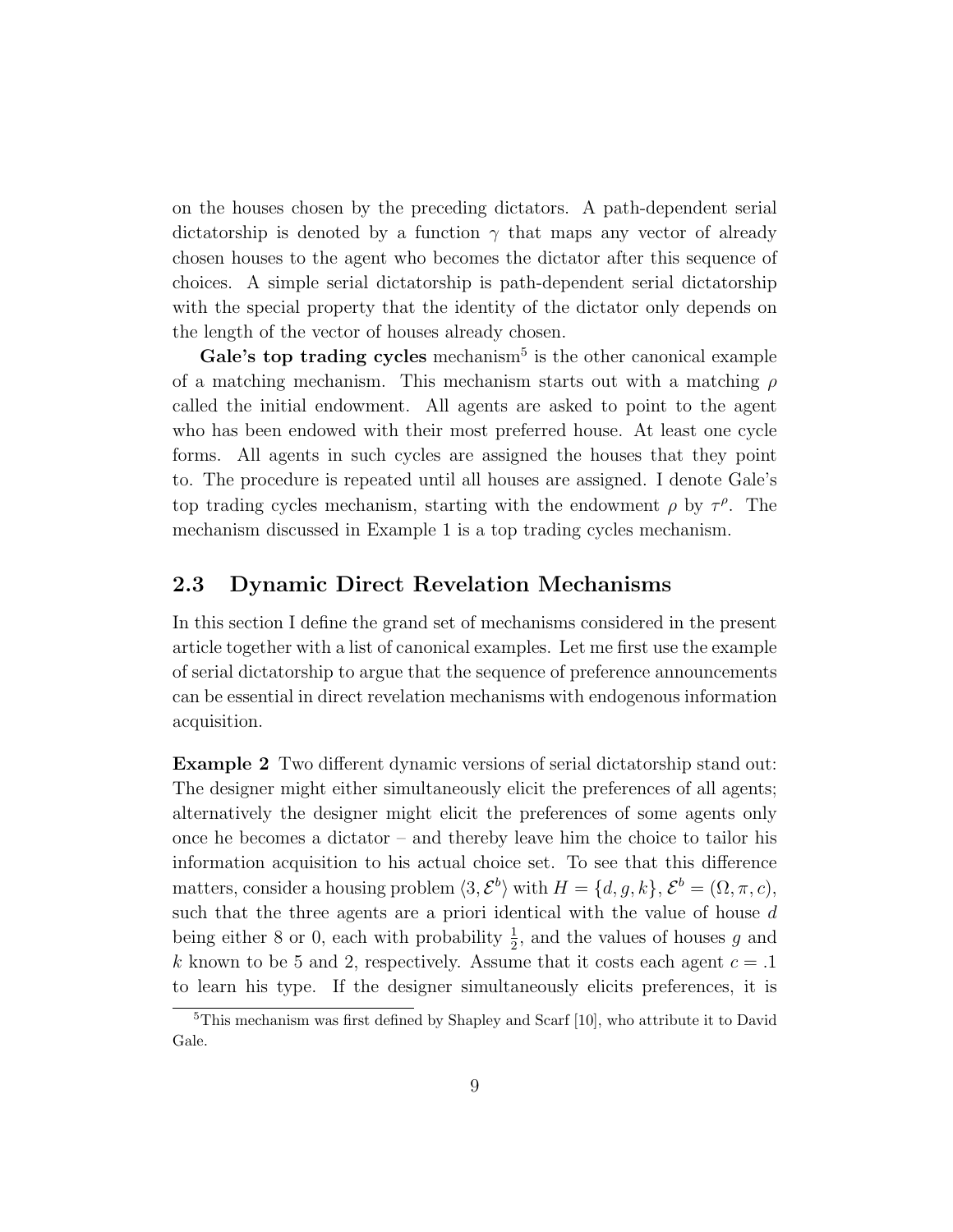on the houses chosen by the preceding dictators. A path-dependent serial dictatorship is denoted by a function $\gamma$ that maps any vector of already chosen houses to the agent who becomes the dictator after this sequence of choices. A simple serial dictatorship is path-dependent serial dictatorship with the special property that the identity of the dictator only depends on the length of the vector of houses already chosen.

**Gale's top trading cycles** mechanism[5] is the other canonical example of a matching mechanism. This mechanism starts out with a matching $\rho$ called the initial endowment. All agents are asked to point to the agent who has been endowed with their most preferred house. At least one cycle forms. All agents in such cycles are assigned the houses that they point to. The procedure is repeated until all houses are assigned. I denote Gale's top trading cycles mechanism, starting with the endowment $\rho$ by $\tau^{\rho}$. The mechanism discussed in Example 1 is a top trading cycles mechanism.

## 2.3 Dynamic Direct Revelation Mechanisms

In this section I define the grand set of mechanisms considered in the present article together with a list of canonical examples. Let me first use the example of serial dictatorship to argue that the sequence of preference announcements can be essential in direct revelation mechanisms with endogenous information acquisition.

**Example 2** Two different dynamic versions of serial dictatorship stand out: The designer might either simultaneously elicit the preferences of all agents; alternatively the designer might elicit the preferences of some agents only once he becomes a dictator – and thereby leave him the choice to tailor his information acquisition to his actual choice set. To see that this difference matters, consider a housing problem $\langle 3, \mathcal{E}^b \rangle$ with $H = \{d, g, k\}$, $\mathcal{E}^b = (\Omega, \pi, c)$, such that the three agents are a priori identical with the value of house $d$ being either 8 or 0, each with probability $\frac{1}{2}$, and the values of houses $g$ and $k$ known to be 5 and 2, respectively. Assume that it costs each agent $c = .1$ to learn his type. If the designer simultaneously elicits preferences, it is

[5]This mechanism was first defined by Shapley and Scarf [10], who attribute it to David Gale.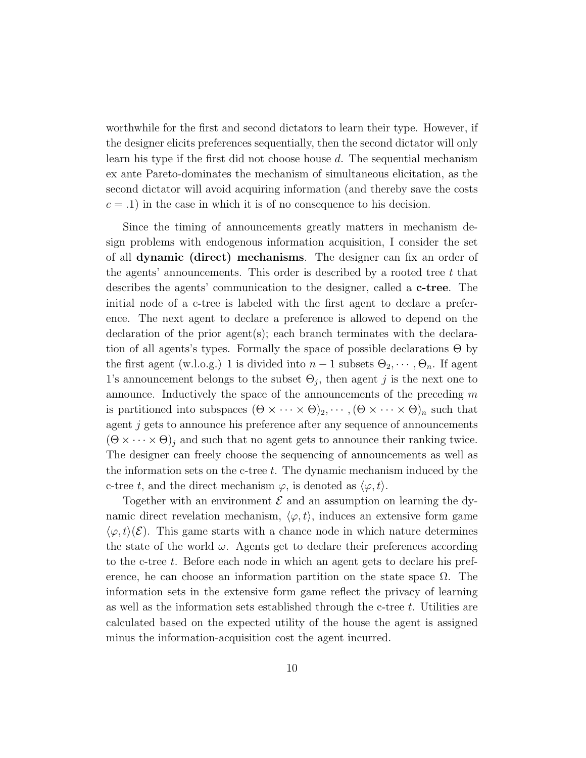worthwhile for the first and second dictators to learn their type. However, if the designer elicits preferences sequentially, then the second dictator will only learn his type if the first did not choose house $d$. The sequential mechanism ex ante Pareto-dominates the mechanism of simultaneous elicitation, as the second dictator will avoid acquiring information (and thereby save the costs $c = .1$) in the case in which it is of no consequence to his decision.

Since the timing of announcements greatly matters in mechanism design problems with endogenous information acquisition, I consider the set of all **dynamic (direct) mechanisms**. The designer can fix an order of the agents' announcements. This order is described by a rooted tree $t$ that describes the agents' communication to the designer, called a **c-tree**. The initial node of a c-tree is labeled with the first agent to declare a preference. The next agent to declare a preference is allowed to depend on the declaration of the prior agent(s); each branch terminates with the declaration of all agents's types. Formally the space of possible declarations $\Theta$ by the first agent (w.l.o.g.) 1 is divided into $n-1$ subsets $\Theta_2, \cdots, \Theta_n$. If agent 1's announcement belongs to the subset $\Theta_j$, then agent $j$ is the next one to announce. Inductively the space of the announcements of the preceding $m$ is partitioned into subspaces $(\Theta \times \cdots \times \Theta)_2, \cdots, (\Theta \times \cdots \times \Theta)_n$ such that agent $j$ gets to announce his preference after any sequence of announcements $(\Theta \times \cdots \times \Theta)_j$ and such that no agent gets to announce their ranking twice. The designer can freely choose the sequencing of announcements as well as the information sets on the c-tree $t$. The dynamic mechanism induced by the c-tree $t$, and the direct mechanism $\varphi$, is denoted as $\langle \varphi, t \rangle$.

Together with an environment $\mathcal{E}$ and an assumption on learning the dynamic direct revelation mechanism, $\langle \varphi, t \rangle$, induces an extensive form game $\langle \varphi, t \rangle(\mathcal{E})$. This game starts with a chance node in which nature determines the state of the world $\omega$. Agents get to declare their preferences according to the c-tree $t$. Before each node in which an agent gets to declare his preference, he can choose an information partition on the state space $\Omega$. The information sets in the extensive form game reflect the privacy of learning as well as the information sets established through the c-tree $t$. Utilities are calculated based on the expected utility of the house the agent is assigned minus the information-acquisition cost the agent incurred.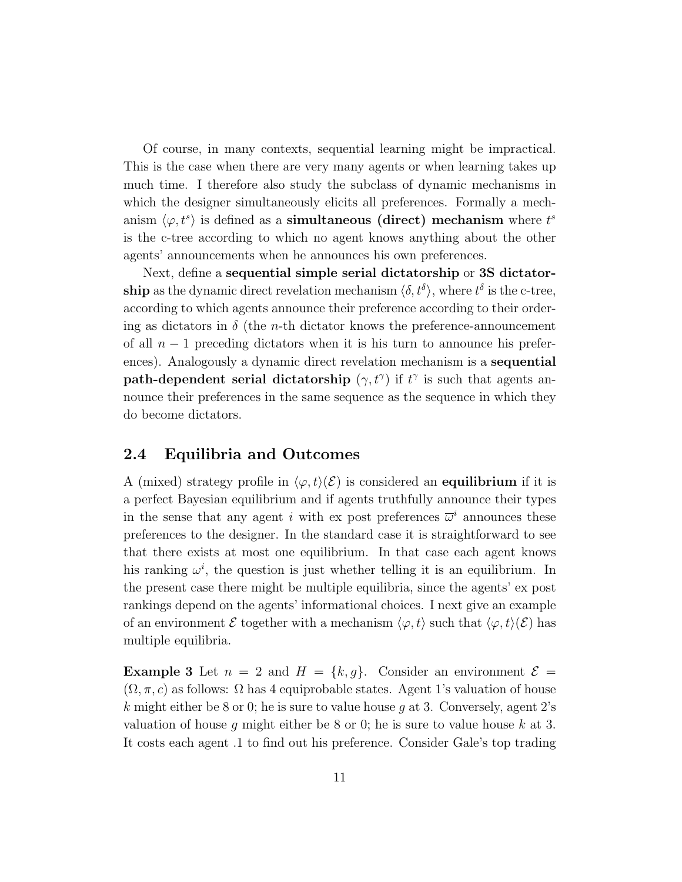Of course, in many contexts, sequential learning might be impractical. This is the case when there are very many agents or when learning takes up much time. I therefore also study the subclass of dynamic mechanisms in which the designer simultaneously elicits all preferences. Formally a mechanism $\langle \varphi, t^s \rangle$ is defined as a **simultaneous (direct) mechanism** where $t^s$ is the c-tree according to which no agent knows anything about the other agents' announcements when he announces his own preferences.

Next, define a **sequential simple serial dictatorship** or **3S dictatorship** as the dynamic direct revelation mechanism $\langle \delta, t^\delta \rangle$, where $t^\delta$ is the c-tree, according to which agents announce their preference according to their ordering as dictators in $\delta$ (the $n$-th dictator knows the preference-announcement of all $n-1$ preceding dictators when it is his turn to announce his preferences). Analogously a dynamic direct revelation mechanism is a **sequential path-dependent serial dictatorship** $(\gamma, t^\gamma)$ if $t^\gamma$ is such that agents announce their preferences in the same sequence as the sequence in which they do become dictators.

## 2.4 Equilibria and Outcomes

A (mixed) strategy profile in $\langle \varphi, t \rangle (\mathcal{E})$ is considered an **equilibrium** if it is a perfect Bayesian equilibrium and if agents truthfully announce their types in the sense that any agent $i$ with ex post preferences $\overline{\omega}^i$ announces these preferences to the designer. In the standard case it is straightforward to see that there exists at most one equilibrium. In that case each agent knows his ranking $\omega^i$, the question is just whether telling it is an equilibrium. In the present case there might be multiple equilibria, since the agents' ex post rankings depend on the agents' informational choices. I next give an example of an environment $\mathcal{E}$ together with a mechanism $\langle \varphi, t \rangle$ such that $\langle \varphi, t \rangle (\mathcal{E})$ has multiple equilibria.

**Example 3** Let $n = 2$ and $H = \{k, g\}$. Consider an environment $\mathcal{E} = (\Omega, \pi, c)$ as follows: $\Omega$ has 4 equiprobable states. Agent 1's valuation of house $k$ might either be 8 or 0; he is sure to value house $g$ at 3. Conversely, agent 2's valuation of house $g$ might either be 8 or 0; he is sure to value house $k$ at 3. It costs each agent .1 to find out his preference. Consider Gale's top trading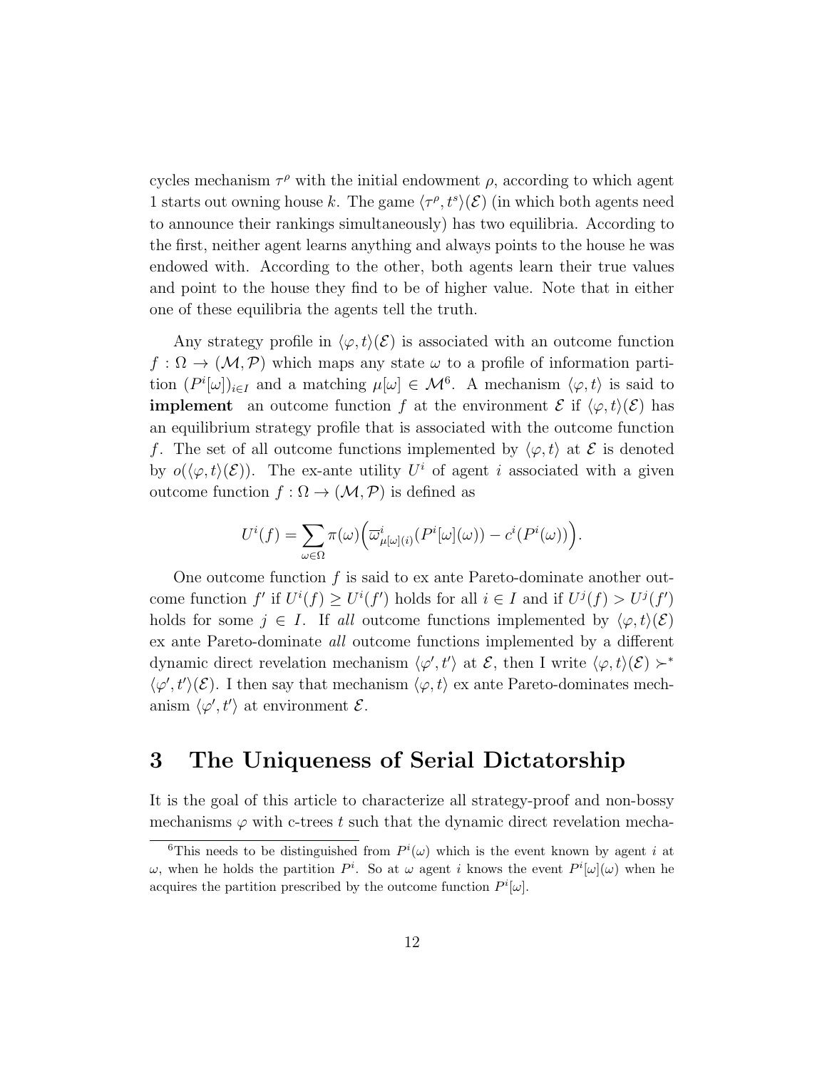cycles mechanism $\tau^\rho$ with the initial endowment $\rho$, according to which agent 1 starts out owning house $k$. The game $\langle \tau^\rho, t^s \rangle(\mathcal{E})$ (in which both agents need to announce their rankings simultaneously) has two equilibria. According to the first, neither agent learns anything and always points to the house he was endowed with. According to the other, both agents learn their true values and point to the house they find to be of higher value. Note that in either one of these equilibria the agents tell the truth.

Any strategy profile in $\langle \varphi, t \rangle(\mathcal{E})$ is associated with an outcome function $f : \Omega \to (\mathcal{M}, \mathcal{P})$ which maps any state $\omega$ to a profile of information partition $(P^i[\omega])_{i \in I}$ and a matching $\mu[\omega] \in \mathcal{M}$[6]. A mechanism $\langle \varphi, t \rangle$ is said to **implement** an outcome function $f$ at the environment $\mathcal{E}$ if $\langle \varphi, t \rangle(\mathcal{E})$ has an equilibrium strategy profile that is associated with the outcome function $f$. The set of all outcome functions implemented by $\langle \varphi, t \rangle$ at $\mathcal{E}$ is denoted by $o(\langle \varphi, t \rangle(\mathcal{E}))$. The ex-ante utility $U^i$ of agent $i$ associated with a given outcome function $f : \Omega \to (\mathcal{M}, \mathcal{P})$ is defined as

$$U^i(f) = \sum_{\omega \in \Omega} \pi(\omega) \Big( \overline{\varpi}^i_{\mu[\omega](i)}(P^i[\omega](\omega)) - c^i(P^i(\omega)) \Big).$$

One outcome function $f$ is said to ex ante Pareto-dominate another outcome function $f'$ if $U^i(f) \geq U^i(f')$ holds for all $i \in I$ and if $U^j(f) > U^j(f')$ holds for some $j \in I$. If *all* outcome functions implemented by $\langle \varphi, t \rangle(\mathcal{E})$ ex ante Pareto-dominate *all* outcome functions implemented by a different dynamic direct revelation mechanism $\langle \varphi', t' \rangle$ at $\mathcal{E}$, then I write $\langle \varphi, t \rangle(\mathcal{E}) \succ^* \langle \varphi', t' \rangle(\mathcal{E})$. I then say that mechanism $\langle \varphi, t \rangle$ ex ante Pareto-dominates mechanism $\langle \varphi', t' \rangle$ at environment $\mathcal{E}$.

# 3 The Uniqueness of Serial Dictatorship

It is the goal of this article to characterize all strategy-proof and non-bossy mechanisms $\varphi$ with c-trees $t$ such that the dynamic direct revelation mecha-

[6] This needs to be distinguished from $P^i(\omega)$ which is the event known by agent $i$ at $\omega$, when he holds the partition $P^i$. So at $\omega$ agent $i$ knows the event $P^i[\omega](\omega)$ when he acquires the partition prescribed by the outcome function $P^i[\omega]$.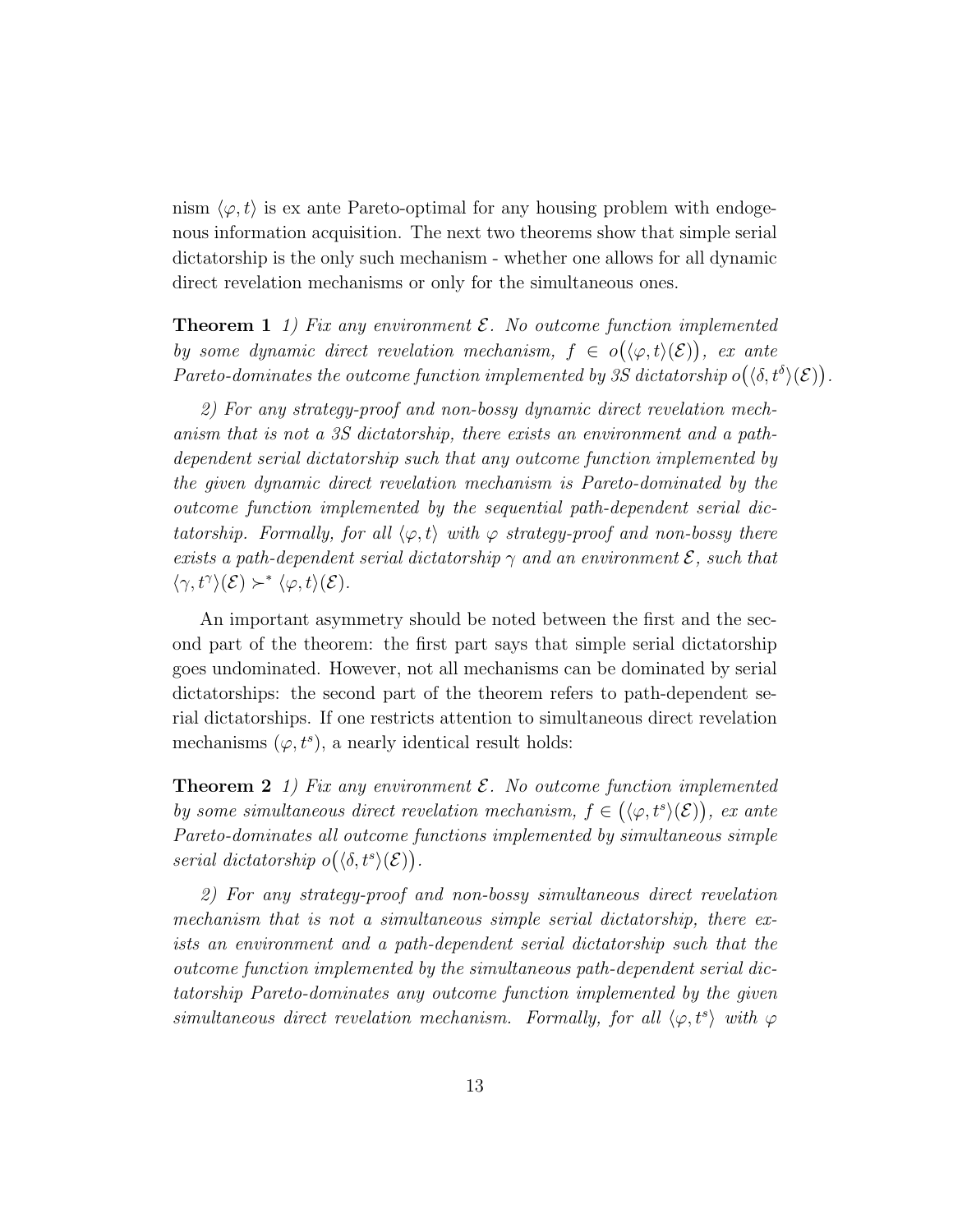nism $\langle \varphi, t \rangle$ is ex ante Pareto-optimal for any housing problem with endogenous information acquisition. The next two theorems show that simple serial dictatorship is the only such mechanism - whether one allows for all dynamic direct revelation mechanisms or only for the simultaneous ones.

**Theorem 1** *1) Fix any environment $\mathcal{E}$. No outcome function implemented by some dynamic direct revelation mechanism, $f \in o\big(\langle \varphi, t \rangle(\mathcal{E})\big)$, ex ante Pareto-dominates the outcome function implemented by 3S dictatorship $o\big(\langle \delta, t^{\delta} \rangle(\mathcal{E})\big)$.*

*2) For any strategy-proof and non-bossy dynamic direct revelation mechanism that is not a 3S dictatorship, there exists an environment and a path-dependent serial dictatorship such that any outcome function implemented by the given dynamic direct revelation mechanism is Pareto-dominated by the outcome function implemented by the sequential path-dependent serial dictatorship. Formally, for all $\langle \varphi, t \rangle$ with $\varphi$ strategy-proof and non-bossy there exists a path-dependent serial dictatorship $\gamma$ and an environment $\mathcal{E}$, such that $\langle \gamma, t^{\gamma} \rangle(\mathcal{E}) \succ^{*} \langle \varphi, t \rangle(\mathcal{E})$.*

An important asymmetry should be noted between the first and the second part of the theorem: the first part says that simple serial dictatorship goes undominated. However, not all mechanisms can be dominated by serial dictatorships: the second part of the theorem refers to path-dependent serial dictatorships. If one restricts attention to simultaneous direct revelation mechanisms $(\varphi, t^{s})$, a nearly identical result holds:

**Theorem 2** *1) Fix any environment $\mathcal{E}$. No outcome function implemented by some simultaneous direct revelation mechanism, $f \in \big(\langle \varphi, t^{s} \rangle(\mathcal{E})\big)$, ex ante Pareto-dominates all outcome functions implemented by simultaneous simple serial dictatorship $o\big(\langle \delta, t^{s} \rangle(\mathcal{E})\big)$.*

*2) For any strategy-proof and non-bossy simultaneous direct revelation mechanism that is not a simultaneous simple serial dictatorship, there exists an environment and a path-dependent serial dictatorship such that the outcome function implemented by the simultaneous path-dependent serial dictatorship Pareto-dominates any outcome function implemented by the given simultaneous direct revelation mechanism. Formally, for all $\langle \varphi, t^{s} \rangle$ with $\varphi$*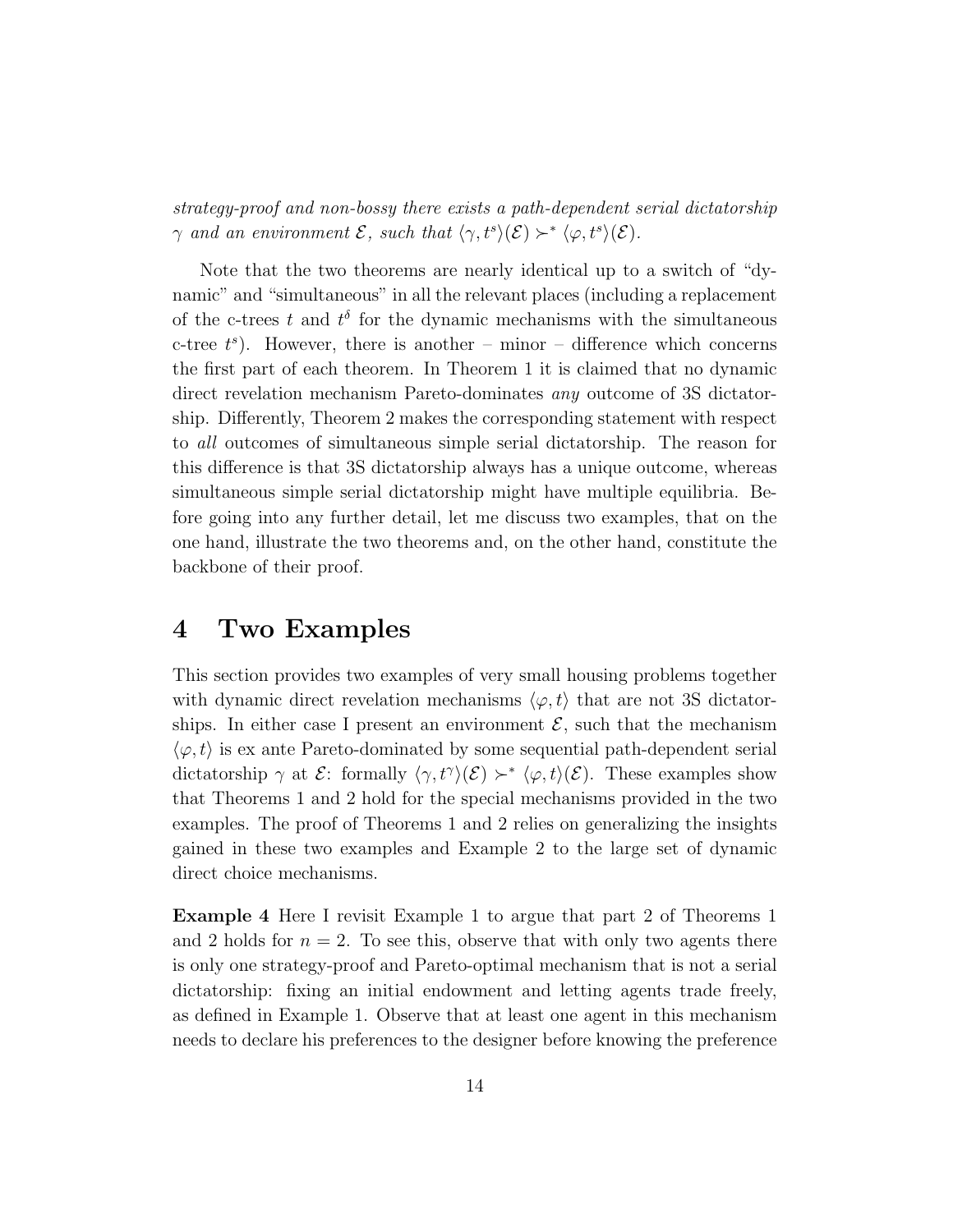*strategy-proof and non-bossy there exists a path-dependent serial dictatorship $\gamma$ and an environment $\mathcal{E}$, such that $\langle\gamma, t^s\rangle(\mathcal{E}) \succ^* \langle\varphi, t^s\rangle(\mathcal{E})$.*

Note that the two theorems are nearly identical up to a switch of "dynamic" and "simultaneous" in all the relevant places (including a replacement of the c-trees $t$ and $t^\delta$ for the dynamic mechanisms with the simultaneous c-tree $t^s$). However, there is another – minor – difference which concerns the first part of each theorem. In Theorem 1 it is claimed that no dynamic direct revelation mechanism Pareto-dominates *any* outcome of 3S dictatorship. Differently, Theorem 2 makes the corresponding statement with respect to *all* outcomes of simultaneous simple serial dictatorship. The reason for this difference is that 3S dictatorship always has a unique outcome, whereas simultaneous simple serial dictatorship might have multiple equilibria. Before going into any further detail, let me discuss two examples, that on the one hand, illustrate the two theorems and, on the other hand, constitute the backbone of their proof.

# 4 Two Examples

This section provides two examples of very small housing problems together with dynamic direct revelation mechanisms $\langle\varphi, t\rangle$ that are not 3S dictatorships. In either case I present an environment $\mathcal{E}$, such that the mechanism $\langle\varphi, t\rangle$ is ex ante Pareto-dominated by some sequential path-dependent serial dictatorship $\gamma$ at $\mathcal{E}$: formally $\langle\gamma, t^\gamma\rangle(\mathcal{E}) \succ^* \langle\varphi, t\rangle(\mathcal{E})$. These examples show that Theorems 1 and 2 hold for the special mechanisms provided in the two examples. The proof of Theorems 1 and 2 relies on generalizing the insights gained in these two examples and Example 2 to the large set of dynamic direct choice mechanisms.

**Example 4** Here I revisit Example 1 to argue that part 2 of Theorems 1 and 2 holds for $n = 2$. To see this, observe that with only two agents there is only one strategy-proof and Pareto-optimal mechanism that is not a serial dictatorship: fixing an initial endowment and letting agents trade freely, as defined in Example 1. Observe that at least one agent in this mechanism needs to declare his preferences to the designer before knowing the preference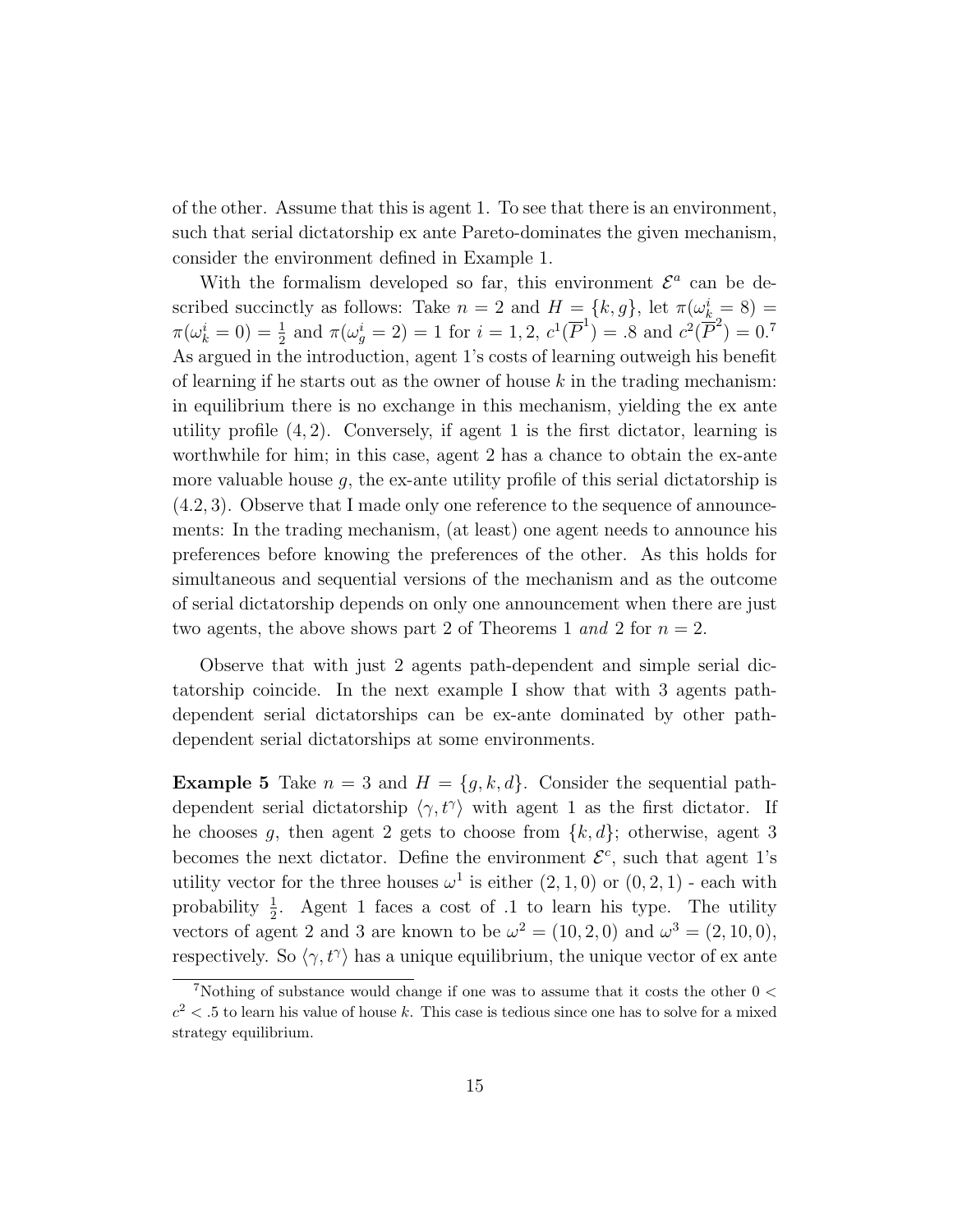of the other. Assume that this is agent 1. To see that there is an environment, such that serial dictatorship ex ante Pareto-dominates the given mechanism, consider the environment defined in Example 1.

With the formalism developed so far, this environment $\mathcal{E}^a$ can be described succinctly as follows: Take $n = 2$ and $H = \{k, g\}$, let $\pi(\omega^i_k = 8) = \pi(\omega^i_k = 0) = \frac{1}{2}$ and $\pi(\omega^i_g = 2) = 1$ for $i = 1, 2$, $c^1(\overline{P}^1) = .8$ and $c^2(\overline{P}^2) = 0$.[7] As argued in the introduction, agent 1's costs of learning outweigh his benefit of learning if he starts out as the owner of house $k$ in the trading mechanism: in equilibrium there is no exchange in this mechanism, yielding the ex ante utility profile $(4, 2)$. Conversely, if agent 1 is the first dictator, learning is worthwhile for him; in this case, agent 2 has a chance to obtain the ex-ante more valuable house $g$, the ex-ante utility profile of this serial dictatorship is $(4.2, 3)$. Observe that I made only one reference to the sequence of announcements: In the trading mechanism, (at least) one agent needs to announce his preferences before knowing the preferences of the other. As this holds for simultaneous and sequential versions of the mechanism and as the outcome of serial dictatorship depends on only one announcement when there are just two agents, the above shows part 2 of Theorems 1 *and* 2 for $n = 2$.

Observe that with just 2 agents path-dependent and simple serial dictatorship coincide. In the next example I show that with 3 agents path-dependent serial dictatorships can be ex-ante dominated by other path-dependent serial dictatorships at some environments.

**Example 5** Take $n = 3$ and $H = \{g, k, d\}$. Consider the sequential path-dependent serial dictatorship $\langle \gamma, t^\gamma \rangle$ with agent 1 as the first dictator. If he chooses $g$, then agent 2 gets to choose from $\{k, d\}$; otherwise, agent 3 becomes the next dictator. Define the environment $\mathcal{E}^c$, such that agent 1's utility vector for the three houses $\omega^1$ is either $(2, 1, 0)$ or $(0, 2, 1)$ - each with probability $\frac{1}{2}$. Agent 1 faces a cost of .1 to learn his type. The utility vectors of agent 2 and 3 are known to be $\omega^2 = (10, 2, 0)$ and $\omega^3 = (2, 10, 0)$, respectively. So $\langle \gamma, t^\gamma \rangle$ has a unique equilibrium, the unique vector of ex ante

[7] Nothing of substance would change if one was to assume that it costs the other $0 < c^2 < .5$ to learn his value of house $k$. This case is tedious since one has to solve for a mixed strategy equilibrium.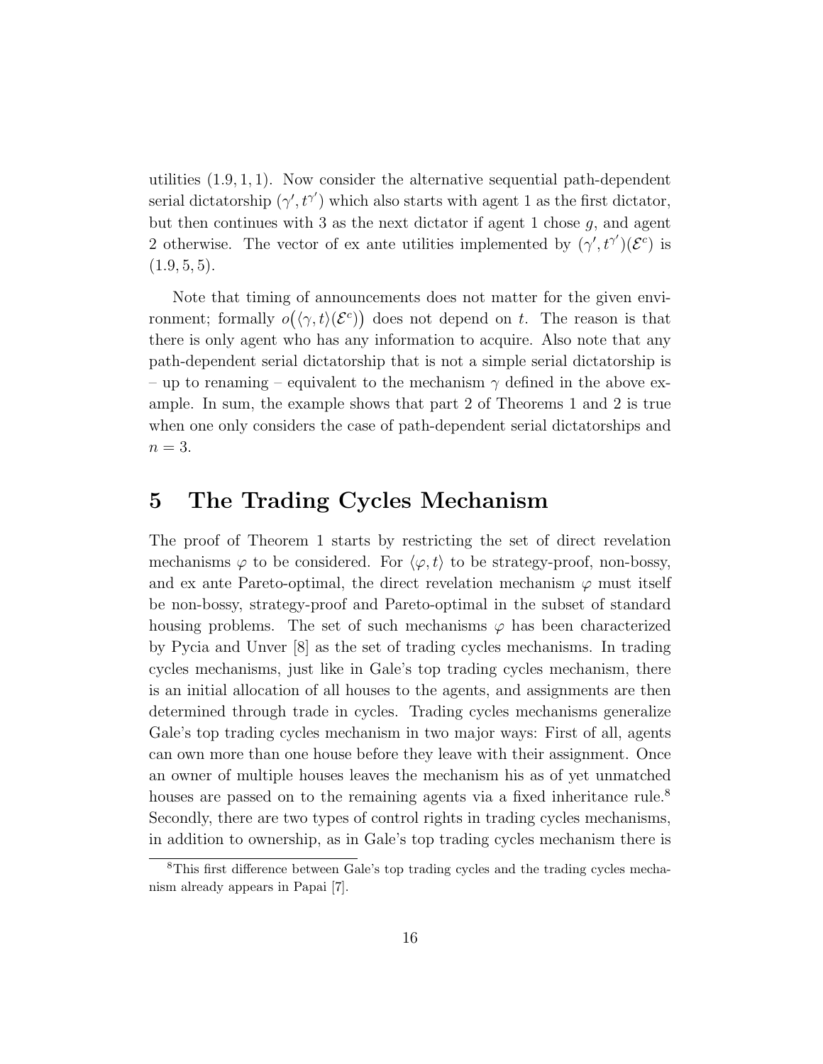utilities $(1.9, 1, 1)$. Now consider the alternative sequential path-dependent serial dictatorship $(\gamma', t^{\gamma'})$ which also starts with agent 1 as the first dictator, but then continues with 3 as the next dictator if agent 1 chose $g$, and agent 2 otherwise. The vector of ex ante utilities implemented by $(\gamma', t^{\gamma'})(\mathcal{E}^c)$ is $(1.9, 5, 5)$.

Note that timing of announcements does not matter for the given environment; formally $o\big(\langle\gamma, t\rangle(\mathcal{E}^c)\big)$ does not depend on $t$. The reason is that there is only agent who has any information to acquire. Also note that any path-dependent serial dictatorship that is not a simple serial dictatorship is – up to renaming – equivalent to the mechanism $\gamma$ defined in the above example. In sum, the example shows that part 2 of Theorems 1 and 2 is true when one only considers the case of path-dependent serial dictatorships and $n = 3$.

# 5 The Trading Cycles Mechanism

The proof of Theorem 1 starts by restricting the set of direct revelation mechanisms $\varphi$ to be considered. For $\langle\varphi, t\rangle$ to be strategy-proof, non-bossy, and ex ante Pareto-optimal, the direct revelation mechanism $\varphi$ must itself be non-bossy, strategy-proof and Pareto-optimal in the subset of standard housing problems. The set of such mechanisms $\varphi$ has been characterized by Pycia and Unver [8] as the set of trading cycles mechanisms. In trading cycles mechanisms, just like in Gale's top trading cycles mechanism, there is an initial allocation of all houses to the agents, and assignments are then determined through trade in cycles. Trading cycles mechanisms generalize Gale's top trading cycles mechanism in two major ways: First of all, agents can own more than one house before they leave with their assignment. Once an owner of multiple houses leaves the mechanism his as of yet unmatched houses are passed on to the remaining agents via a fixed inheritance rule.[8] Secondly, there are two types of control rights in trading cycles mechanisms, in addition to ownership, as in Gale's top trading cycles mechanism there is

[8] This first difference between Gale's top trading cycles and the trading cycles mechanism already appears in Papai [7].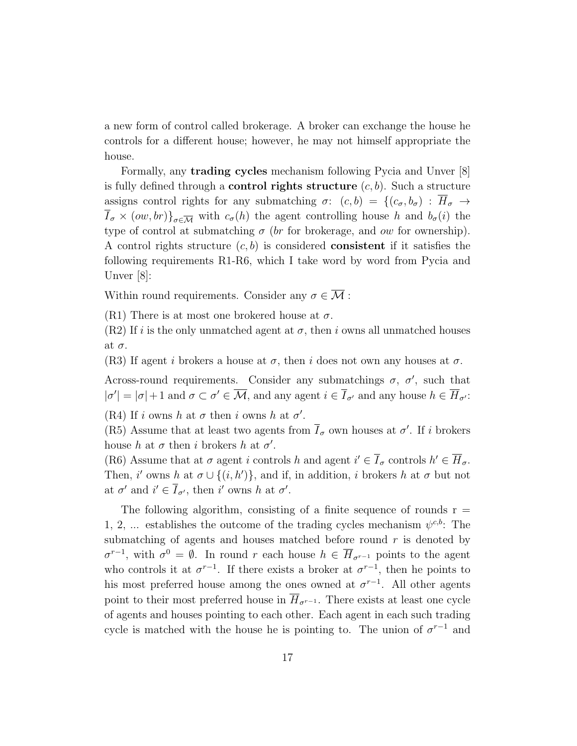a new form of control called brokerage. A broker can exchange the house he controls for a different house; however, he may not himself appropriate the house.

Formally, any **trading cycles** mechanism following Pycia and Unver [8] is fully defined through a **control rights structure** $(c, b)$. Such a structure assigns control rights for any submatching $\sigma$: $(c, b) = \{(c_\sigma, b_\sigma) : \overline{H}_\sigma \to \overline{I}_\sigma \times (ow, br)\}_{\sigma \in \overline{\mathcal{M}}}$ with $c_\sigma(h)$ the agent controlling house $h$ and $b_\sigma(i)$ the type of control at submatching $\sigma$ ($br$ for brokerage, and $ow$ for ownership). A control rights structure $(c, b)$ is considered **consistent** if it satisfies the following requirements R1-R6, which I take word by word from Pycia and Unver [8]:

Within round requirements. Consider any $\sigma \in \overline{\mathcal{M}}$ :

(R1) There is at most one brokered house at $\sigma$.
(R2) If $i$ is the only unmatched agent at $\sigma$, then $i$ owns all unmatched houses at $\sigma$.
(R3) If agent $i$ brokers a house at $\sigma$, then $i$ does not own any houses at $\sigma$.

Across-round requirements. Consider any submatchings $\sigma$, $\sigma'$, such that $|\sigma'| = |\sigma| + 1$ and $\sigma \subset \sigma' \in \overline{\mathcal{M}}$, and any agent $i \in \overline{I}_{\sigma'}$ and any house $h \in \overline{H}_{\sigma'}$:

(R4) If $i$ owns $h$ at $\sigma$ then $i$ owns $h$ at $\sigma'$.
(R5) Assume that at least two agents from $\overline{I}_\sigma$ own houses at $\sigma'$. If $i$ brokers house $h$ at $\sigma$ then $i$ brokers $h$ at $\sigma'$.
(R6) Assume that at $\sigma$ agent $i$ controls $h$ and agent $i' \in \overline{I}_\sigma$ controls $h' \in \overline{H}_\sigma$. Then, $i'$ owns $h$ at $\sigma \cup \{(i, h')\}$, and if, in addition, $i$ brokers $h$ at $\sigma$ but not at $\sigma'$ and $i' \in \overline{I}_{\sigma'}$, then $i'$ owns $h$ at $\sigma'$.

The following algorithm, consisting of a finite sequence of rounds r = 1, 2, ... establishes the outcome of the trading cycles mechanism $\psi^{c,b}$: The submatching of agents and houses matched before round $r$ is denoted by $\sigma^{r-1}$, with $\sigma^0 = \emptyset$. In round $r$ each house $h \in \overline{H}_{\sigma^{r-1}}$ points to the agent who controls it at $\sigma^{r-1}$. If there exists a broker at $\sigma^{r-1}$, then he points to his most preferred house among the ones owned at $\sigma^{r-1}$. All other agents point to their most preferred house in $\overline{H}_{\sigma^{r-1}}$. There exists at least one cycle of agents and houses pointing to each other. Each agent in each such trading cycle is matched with the house he is pointing to. The union of $\sigma^{r-1}$ and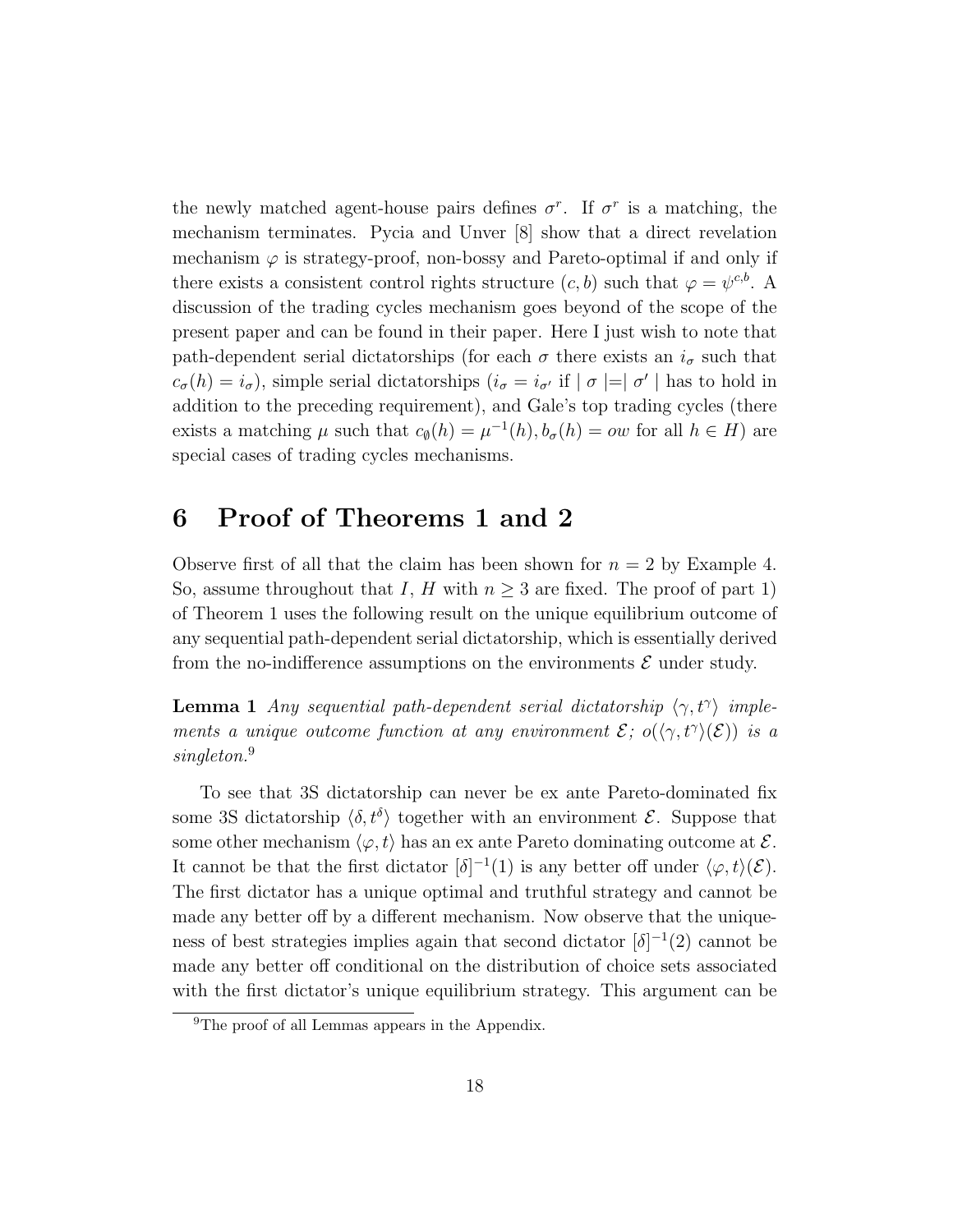the newly matched agent-house pairs defines $\sigma^r$. If $\sigma^r$ is a matching, the mechanism terminates. Pycia and Unver [8] show that a direct revelation mechanism $\varphi$ is strategy-proof, non-bossy and Pareto-optimal if and only if there exists a consistent control rights structure $(c, b)$ such that $\varphi = \psi^{c,b}$. A discussion of the trading cycles mechanism goes beyond of the scope of the present paper and can be found in their paper. Here I just wish to note that path-dependent serial dictatorships (for each $\sigma$ there exists an $i_\sigma$ such that $c_\sigma(h) = i_\sigma$), simple serial dictatorships ($i_\sigma = i_{\sigma'}$ if $|\sigma| = |\sigma'|$ has to hold in addition to the preceding requirement), and Gale's top trading cycles (there exists a matching $\mu$ such that $c_\emptyset(h) = \mu^{-1}(h), b_\sigma(h) = ow$ for all $h \in H$) are special cases of trading cycles mechanisms.

# 6 Proof of Theorems 1 and 2

Observe first of all that the claim has been shown for $n = 2$ by Example 4. So, assume throughout that $I$, $H$ with $n \geq 3$ are fixed. The proof of part 1) of Theorem 1 uses the following result on the unique equilibrium outcome of any sequential path-dependent serial dictatorship, which is essentially derived from the no-indifference assumptions on the environments $\mathcal{E}$ under study.

**Lemma 1** *Any sequential path-dependent serial dictatorship $\langle \gamma, t^\gamma \rangle$ implements a unique outcome function at any environment $\mathcal{E}$; $o(\langle \gamma, t^\gamma \rangle(\mathcal{E}))$ is a singleton.*[9]

To see that 3S dictatorship can never be ex ante Pareto-dominated fix some 3S dictatorship $\langle \delta, t^\delta \rangle$ together with an environment $\mathcal{E}$. Suppose that some other mechanism $\langle \varphi, t \rangle$ has an ex ante Pareto dominating outcome at $\mathcal{E}$. It cannot be that the first dictator $[\delta]^{-1}(1)$ is any better off under $\langle \varphi, t \rangle(\mathcal{E})$. The first dictator has a unique optimal and truthful strategy and cannot be made any better off by a different mechanism. Now observe that the uniqueness of best strategies implies again that second dictator $[\delta]^{-1}(2)$ cannot be made any better off conditional on the distribution of choice sets associated with the first dictator's unique equilibrium strategy. This argument can be

[9]The proof of all Lemmas appears in the Appendix.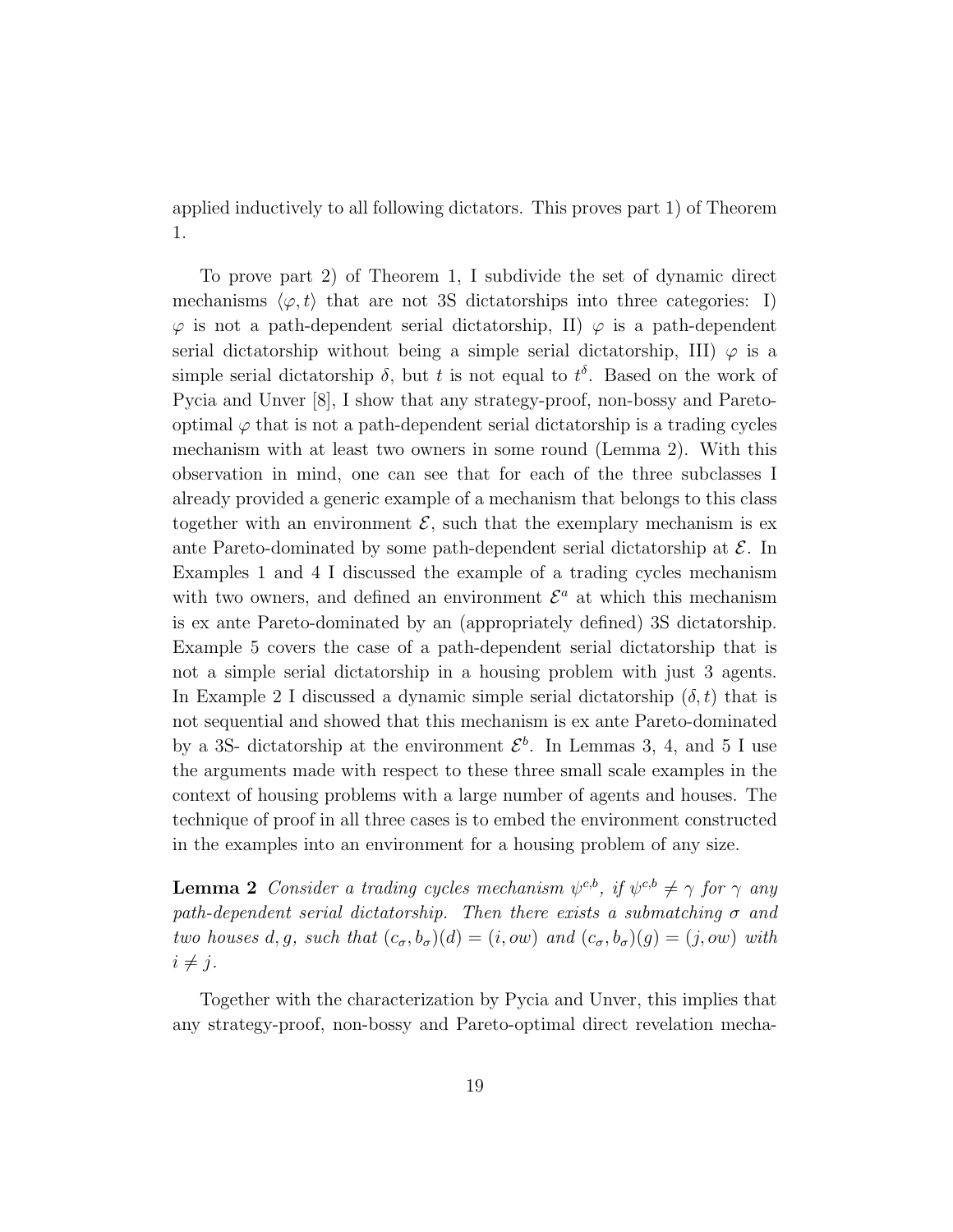applied inductively to all following dictators. This proves part 1) of Theorem 1.

To prove part 2) of Theorem 1, I subdivide the set of dynamic direct mechanisms $\langle \varphi, t \rangle$ that are not 3S dictatorships into three categories: I) $\varphi$ is not a path-dependent serial dictatorship, II) $\varphi$ is a path-dependent serial dictatorship without being a simple serial dictatorship, III) $\varphi$ is a simple serial dictatorship $\delta$, but $t$ is not equal to $t^{\delta}$. Based on the work of Pycia and Unver [8], I show that any strategy-proof, non-bossy and Pareto-optimal $\varphi$ that is not a path-dependent serial dictatorship is a trading cycles mechanism with at least two owners in some round (Lemma 2). With this observation in mind, one can see that for each of the three subclasses I already provided a generic example of a mechanism that belongs to this class together with an environment $\mathcal{E}$, such that the exemplary mechanism is ex ante Pareto-dominated by some path-dependent serial dictatorship at $\mathcal{E}$. In Examples 1 and 4 I discussed the example of a trading cycles mechanism with two owners, and defined an environment $\mathcal{E}^a$ at which this mechanism is ex ante Pareto-dominated by an (appropriately defined) 3S dictatorship. Example 5 covers the case of a path-dependent serial dictatorship that is not a simple serial dictatorship in a housing problem with just 3 agents. In Example 2 I discussed a dynamic simple serial dictatorship $(\delta, t)$ that is not sequential and showed that this mechanism is ex ante Pareto-dominated by a 3S- dictatorship at the environment $\mathcal{E}^b$. In Lemmas 3, 4, and 5 I use the arguments made with respect to these three small scale examples in the context of housing problems with a large number of agents and houses. The technique of proof in all three cases is to embed the environment constructed in the examples into an environment for a housing problem of any size.

**Lemma 2** *Consider a trading cycles mechanism $\psi^{c,b}$, if $\psi^{c,b} \neq \gamma$ for $\gamma$ any path-dependent serial dictatorship. Then there exists a submatching $\sigma$ and two houses $d, g$, such that $(c_\sigma, b_\sigma)(d) = (i, ow)$ and $(c_\sigma, b_\sigma)(g) = (j, ow)$ with $i \neq j$.*

Together with the characterization by Pycia and Unver, this implies that any strategy-proof, non-bossy and Pareto-optimal direct revelation mecha-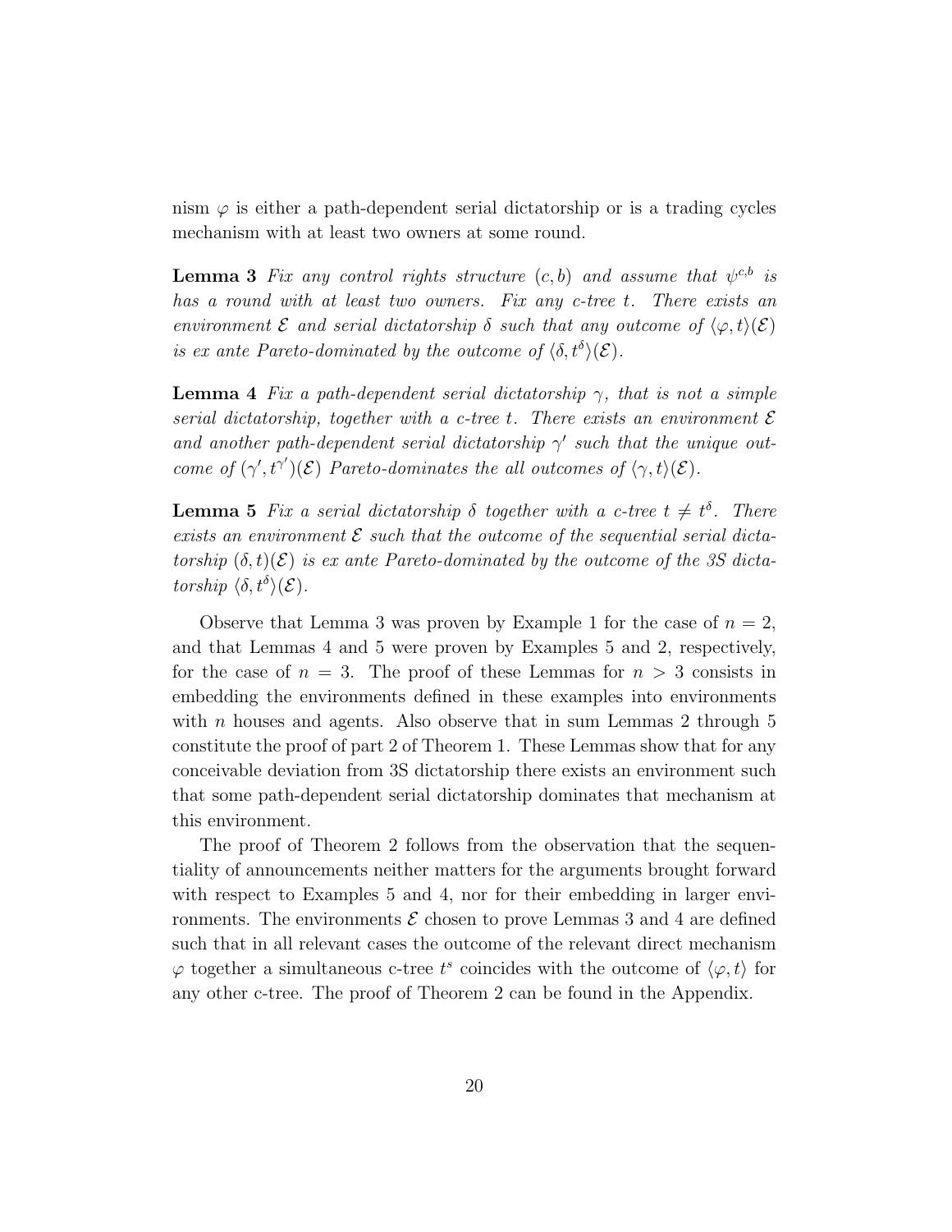nism $\varphi$ is either a path-dependent serial dictatorship or is a trading cycles mechanism with at least two owners at some round.

**Lemma 3** *Fix any control rights structure $(c, b)$ and assume that $\psi^{c,b}$ is has a round with at least two owners. Fix any c-tree $t$. There exists an environment $\mathcal{E}$ and serial dictatorship $\delta$ such that any outcome of $\langle \varphi, t \rangle(\mathcal{E})$ is ex ante Pareto-dominated by the outcome of $\langle \delta, t^{\delta} \rangle(\mathcal{E})$.*

**Lemma 4** *Fix a path-dependent serial dictatorship $\gamma$, that is not a simple serial dictatorship, together with a c-tree $t$. There exists an environment $\mathcal{E}$ and another path-dependent serial dictatorship $\gamma'$ such that the unique outcome of $(\gamma', t^{\gamma'})(\mathcal{E})$ Pareto-dominates the all outcomes of $\langle \gamma, t \rangle(\mathcal{E})$.*

**Lemma 5** *Fix a serial dictatorship $\delta$ together with a c-tree $t \neq t^{\delta}$. There exists an environment $\mathcal{E}$ such that the outcome of the sequential serial dictatorship $(\delta, t)(\mathcal{E})$ is ex ante Pareto-dominated by the outcome of the 3S dictatorship $\langle \delta, t^{\delta} \rangle(\mathcal{E})$.*

Observe that Lemma 3 was proven by Example 1 for the case of $n = 2$, and that Lemmas 4 and 5 were proven by Examples 5 and 2, respectively, for the case of $n = 3$. The proof of these Lemmas for $n > 3$ consists in embedding the environments defined in these examples into environments with $n$ houses and agents. Also observe that in sum Lemmas 2 through 5 constitute the proof of part 2 of Theorem 1. These Lemmas show that for any conceivable deviation from 3S dictatorship there exists an environment such that some path-dependent serial dictatorship dominates that mechanism at this environment.

The proof of Theorem 2 follows from the observation that the sequentiality of announcements neither matters for the arguments brought forward with respect to Examples 5 and 4, nor for their embedding in larger environments. The environments $\mathcal{E}$ chosen to prove Lemmas 3 and 4 are defined such that in all relevant cases the outcome of the relevant direct mechanism $\varphi$ together a simultaneous c-tree $t^s$ coincides with the outcome of $\langle \varphi, t \rangle$ for any other c-tree. The proof of Theorem 2 can be found in the Appendix.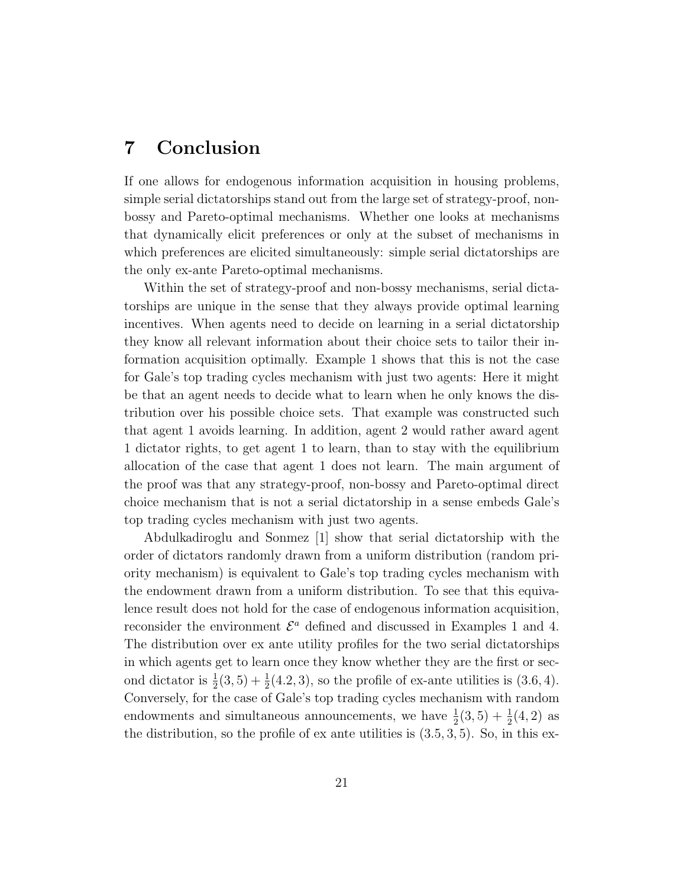# 7 Conclusion

If one allows for endogenous information acquisition in housing problems, simple serial dictatorships stand out from the large set of strategy-proof, non-bossy and Pareto-optimal mechanisms. Whether one looks at mechanisms that dynamically elicit preferences or only at the subset of mechanisms in which preferences are elicited simultaneously: simple serial dictatorships are the only ex-ante Pareto-optimal mechanisms.

Within the set of strategy-proof and non-bossy mechanisms, serial dictatorships are unique in the sense that they always provide optimal learning incentives. When agents need to decide on learning in a serial dictatorship they know all relevant information about their choice sets to tailor their information acquisition optimally. Example 1 shows that this is not the case for Gale's top trading cycles mechanism with just two agents: Here it might be that an agent needs to decide what to learn when he only knows the distribution over his possible choice sets. That example was constructed such that agent 1 avoids learning. In addition, agent 2 would rather award agent 1 dictator rights, to get agent 1 to learn, than to stay with the equilibrium allocation of the case that agent 1 does not learn. The main argument of the proof was that any strategy-proof, non-bossy and Pareto-optimal direct choice mechanism that is not a serial dictatorship in a sense embeds Gale's top trading cycles mechanism with just two agents.

Abdulkadiroglu and Sonmez [1] show that serial dictatorship with the order of dictators randomly drawn from a uniform distribution (random priority mechanism) is equivalent to Gale's top trading cycles mechanism with the endowment drawn from a uniform distribution. To see that this equivalence result does not hold for the case of endogenous information acquisition, reconsider the environment $\mathcal{E}^a$ defined and discussed in Examples 1 and 4. The distribution over ex ante utility profiles for the two serial dictatorships in which agents get to learn once they know whether they are the first or second dictator is $\frac{1}{2}(3, 5) + \frac{1}{2}(4.2, 3)$, so the profile of ex-ante utilities is $(3.6, 4)$. Conversely, for the case of Gale's top trading cycles mechanism with random endowments and simultaneous announcements, we have $\frac{1}{2}(3, 5) + \frac{1}{2}(4, 2)$ as the distribution, so the profile of ex ante utilities is $(3.5, 3, 5)$. So, in this ex-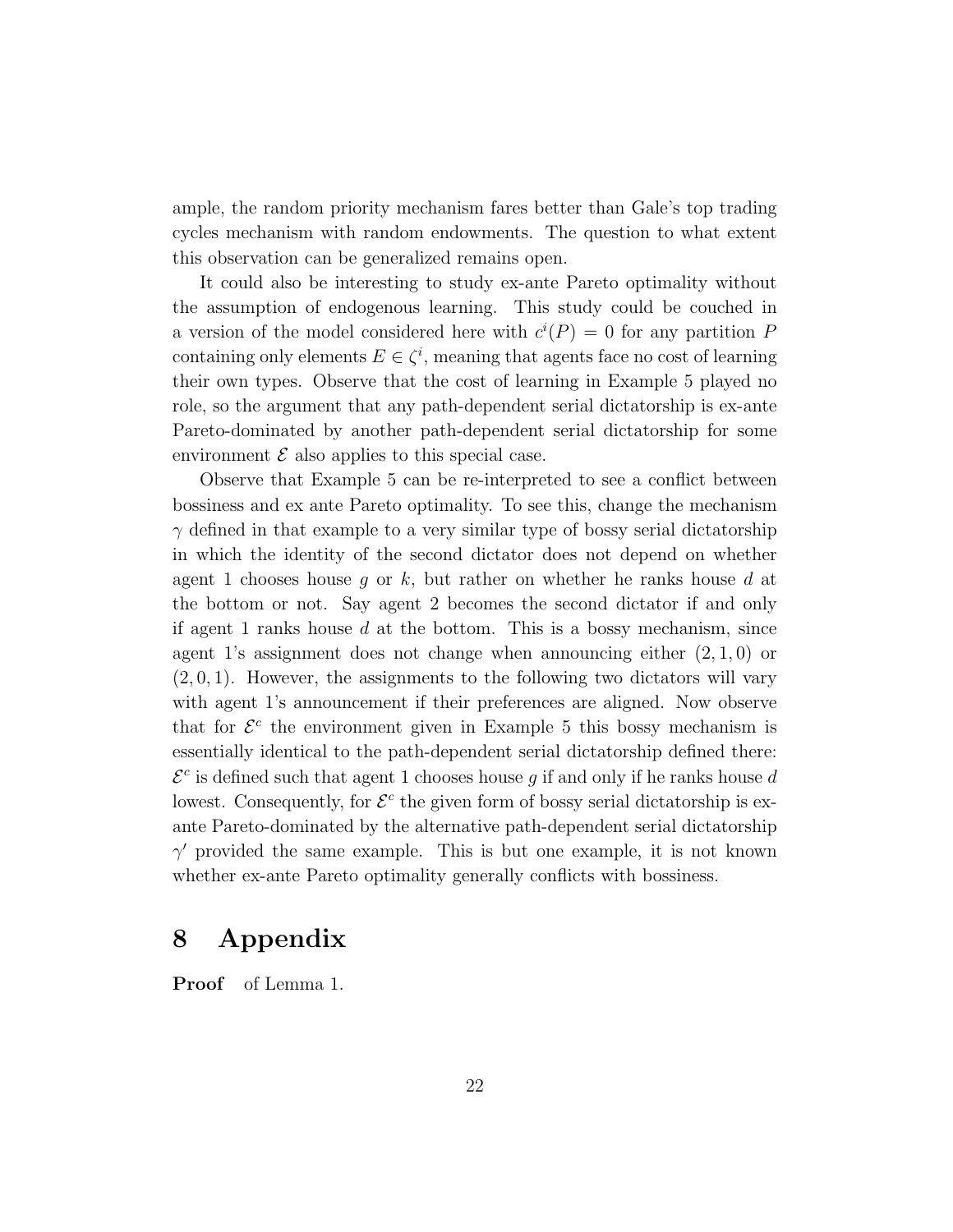ample, the random priority mechanism fares better than Gale's top trading cycles mechanism with random endowments. The question to what extent this observation can be generalized remains open.

It could also be interesting to study ex-ante Pareto optimality without the assumption of endogenous learning. This study could be couched in a version of the model considered here with $c^i(P) = 0$ for any partition $P$ containing only elements $E \in \zeta^i$, meaning that agents face no cost of learning their own types. Observe that the cost of learning in Example 5 played no role, so the argument that any path-dependent serial dictatorship is ex-ante Pareto-dominated by another path-dependent serial dictatorship for some environment $\mathcal{E}$ also applies to this special case.

Observe that Example 5 can be re-interpreted to see a conflict between bossiness and ex ante Pareto optimality. To see this, change the mechanism $\gamma$ defined in that example to a very similar type of bossy serial dictatorship in which the identity of the second dictator does not depend on whether agent 1 chooses house $g$ or $k$, but rather on whether he ranks house $d$ at the bottom or not. Say agent 2 becomes the second dictator if and only if agent 1 ranks house $d$ at the bottom. This is a bossy mechanism, since agent 1's assignment does not change when announcing either $(2, 1, 0)$ or $(2, 0, 1)$. However, the assignments to the following two dictators will vary with agent 1's announcement if their preferences are aligned. Now observe that for $\mathcal{E}^c$ the environment given in Example 5 this bossy mechanism is essentially identical to the path-dependent serial dictatorship defined there: $\mathcal{E}^c$ is defined such that agent 1 chooses house $g$ if and only if he ranks house $d$ lowest. Consequently, for $\mathcal{E}^c$ the given form of bossy serial dictatorship is ex-ante Pareto-dominated by the alternative path-dependent serial dictatorship $\gamma'$ provided the same example. This is but one example, it is not known whether ex-ante Pareto optimality generally conflicts with bossiness.

# 8 Appendix

**Proof** of Lemma 1.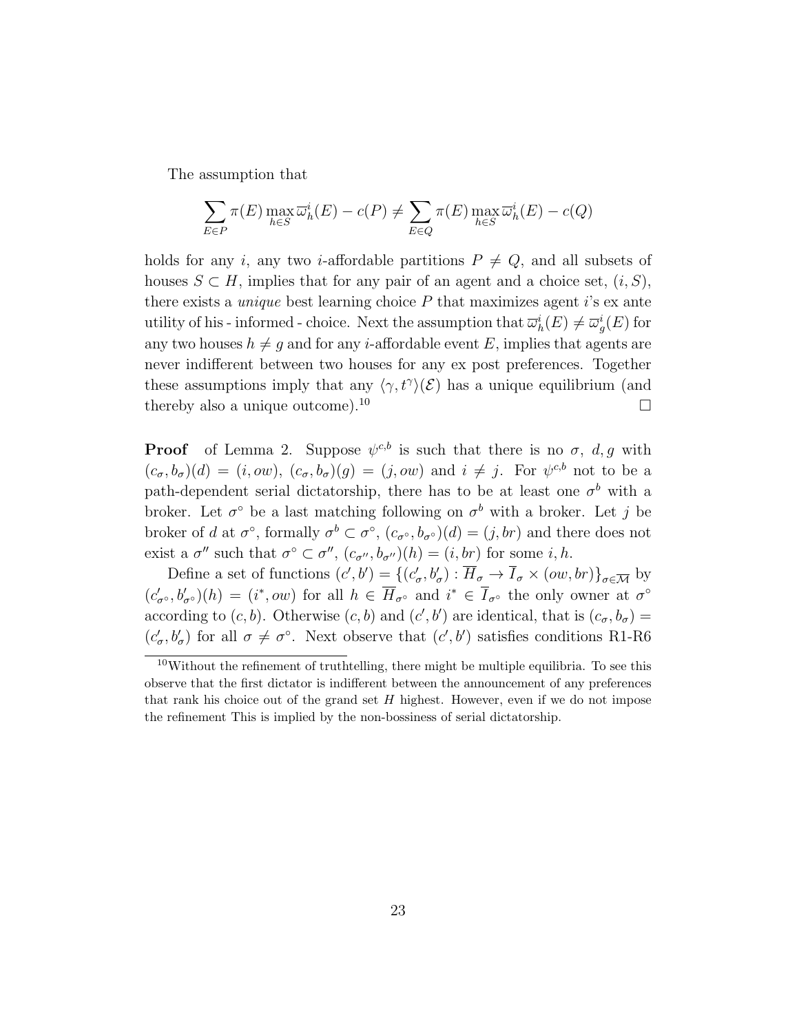The assumption that

$$\sum_{E\in P}\pi(E)\max_{h\in S}\overline{\varpi}^i_h(E)-c(P)\neq\sum_{E\in Q}\pi(E)\max_{h\in S}\overline{\varpi}^i_h(E)-c(Q)$$

holds for any $i$, any two $i$-affordable partitions $P\neq Q$, and all subsets of houses $S\subset H$, implies that for any pair of an agent and a choice set, $(i,S)$, there exists a *unique* best learning choice $P$ that maximizes agent $i$'s ex ante utility of his - informed - choice. Next the assumption that $\overline{\varpi}^i_h(E)\neq\overline{\varpi}^i_g(E)$ for any two houses $h\neq g$ and for any $i$-affordable event $E$, implies that agents are never indifferent between two houses for any ex post preferences. Together these assumptions imply that any $\langle\gamma,t^{\gamma}\rangle(\mathcal{E})$ has a unique equilibrium (and thereby also a unique outcome).[10] $\square$

**Proof** of Lemma 2. Suppose $\psi^{c,b}$ is such that there is no $\sigma$, $d,g$ with $(c_\sigma,b_\sigma)(d)=(i,ow)$, $(c_\sigma,b_\sigma)(g)=(j,ow)$ and $i\neq j$. For $\psi^{c,b}$ not to be a path-dependent serial dictatorship, there has to be at least one $\sigma^b$ with a broker. Let $\sigma^\circ$ be a last matching following on $\sigma^b$ with a broker. Let $j$ be broker of $d$ at $\sigma^\circ$, formally $\sigma^b\subset\sigma^\circ$, $(c_{\sigma^\circ},b_{\sigma^\circ})(d)=(j,br)$ and there does not exist a $\sigma''$ such that $\sigma^\circ\subset\sigma''$, $(c_{\sigma''},b_{\sigma''})(h)=(i,br)$ for some $i,h$.

Define a set of functions $(c',b')=\{(c'_\sigma,b'_\sigma):\overline{H}_\sigma\to\overline{I}_\sigma\times(ow,br)\}_{\sigma\in\overline{\mathcal{M}}}$ by $(c'_{\sigma^\circ},b'_{\sigma^\circ})(h)=(i^*,ow)$ for all $h\in\overline{H}_{\sigma^\circ}$ and $i^*\in\overline{I}_{\sigma^\circ}$ the only owner at $\sigma^\circ$ according to $(c,b)$. Otherwise $(c,b)$ and $(c',b')$ are identical, that is $(c_\sigma,b_\sigma)=(c'_\sigma,b'_\sigma)$ for all $\sigma\neq\sigma^\circ$. Next observe that $(c',b')$ satisfies conditions R1-R6

[10] Without the refinement of truthtelling, there might be multiple equilibria. To see this observe that the first dictator is indifferent between the announcement of any preferences that rank his choice out of the grand set $H$ highest. However, even if we do not impose the refinement This is implied by the non-bossiness of serial dictatorship.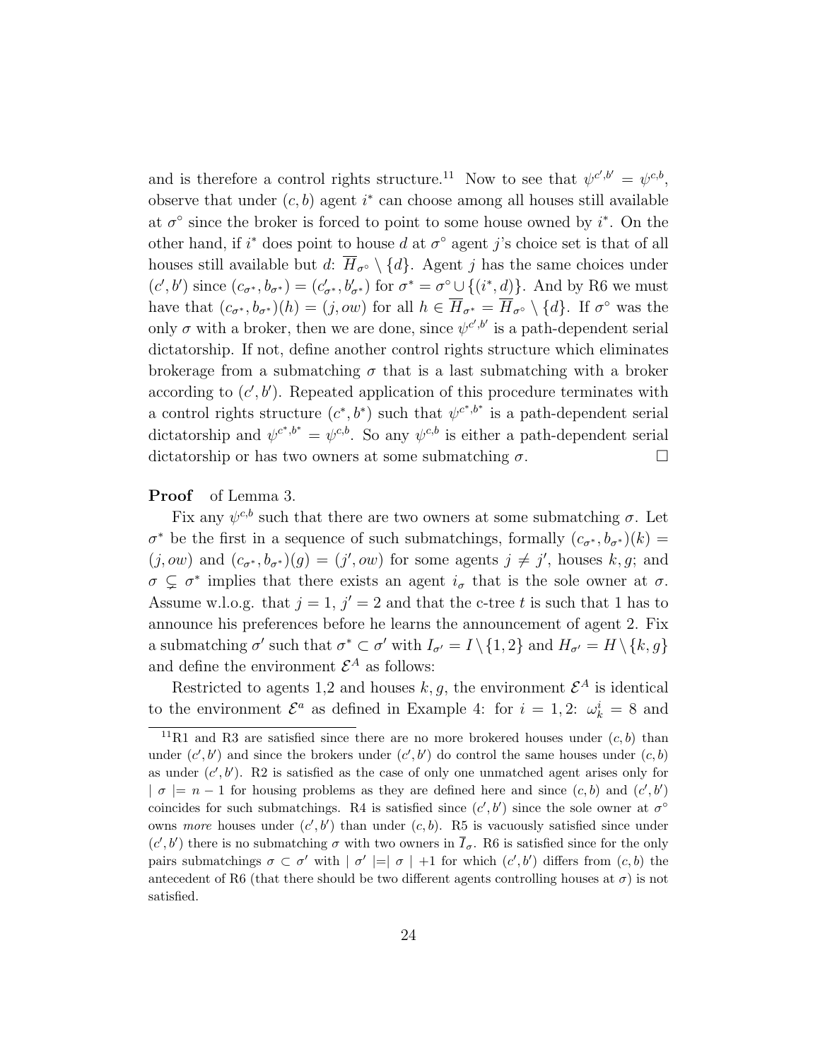and is therefore a control rights structure.[11] Now to see that $\psi^{c',b'} = \psi^{c,b}$, observe that under $(c, b)$ agent $i^*$ can choose among all houses still available at $\sigma^\circ$ since the broker is forced to point to some house owned by $i^*$. On the other hand, if $i^*$ does point to house $d$ at $\sigma^\circ$ agent $j$'s choice set is that of all houses still available but $d$: $\overline{H}_{\sigma^\circ} \setminus \{d\}$. Agent $j$ has the same choices under $(c', b')$ since $(c_{\sigma^*}, b_{\sigma^*}) = (c'_{\sigma^*}, b'_{\sigma^*})$ for $\sigma^* = \sigma^\circ \cup \{(i^*, d)\}$. And by R6 we must have that $(c_{\sigma^*}, b_{\sigma^*})(h) = (j, ow)$ for all $h \in \overline{H}_{\sigma^*} = \overline{H}_{\sigma^\circ} \setminus \{d\}$. If $\sigma^\circ$ was the only $\sigma$ with a broker, then we are done, since $\psi^{c',b'}$ is a path-dependent serial dictatorship. If not, define another control rights structure which eliminates brokerage from a submatching $\sigma$ that is a last submatching with a broker according to $(c', b')$. Repeated application of this procedure terminates with a control rights structure $(c^*, b^*)$ such that $\psi^{c^*,b^*}$ is a path-dependent serial dictatorship and $\psi^{c^*,b^*} = \psi^{c,b}$. So any $\psi^{c,b}$ is either a path-dependent serial dictatorship or has two owners at some submatching $\sigma$. □

**Proof** of Lemma 3.

Fix any $\psi^{c,b}$ such that there are two owners at some submatching $\sigma$. Let $\sigma^*$ be the first in a sequence of such submatchings, formally $(c_{\sigma^*}, b_{\sigma^*})(k) = (j, ow)$ and $(c_{\sigma^*}, b_{\sigma^*})(g) = (j', ow)$ for some agents $j \neq j'$, houses $k, g$; and $\sigma \subsetneq \sigma^*$ implies that there exists an agent $i_\sigma$ that is the sole owner at $\sigma$. Assume w.l.o.g. that $j = 1$, $j' = 2$ and that the c-tree $t$ is such that 1 has to announce his preferences before he learns the announcement of agent 2. Fix a submatching $\sigma'$ such that $\sigma^* \subset \sigma'$ with $I_{\sigma'} = I \setminus \{1, 2\}$ and $H_{\sigma'} = H \setminus \{k, g\}$ and define the environment $\mathcal{E}^A$ as follows:

Restricted to agents 1,2 and houses $k, g$, the environment $\mathcal{E}^A$ is identical to the environment $\mathcal{E}^a$ as defined in Example 4: for $i = 1, 2$: $\omega^i_k = 8$ and

[11] R1 and R3 are satisfied since there are no more brokered houses under $(c, b)$ than under $(c', b')$ and since the brokers under $(c', b')$ do control the same houses $(c, b)$ as under $(c', b')$. R2 is satisfied as the case of only one unmatched agent arises only for $\mid \sigma \mid = n - 1$ for housing problems as they are defined here and since $(c, b)$ and $(c', b')$ coincides for such submatchings. R4 is satisfied since $(c', b')$ since the sole owner at $\sigma^\circ$ owns *more* houses under $(c', b')$ than under $(c, b)$. R5 is vacuously satisfied since under $(c', b')$ there is no submatching $\sigma$ with two owners in $\overline{I}_\sigma$. R6 is satisfied since for the only pairs submatchings $\sigma \subset \sigma'$ with $\mid \sigma' \mid = \mid \sigma \mid +1$ for which $(c', b')$ differs from $(c, b)$ the antecedent of R6 (that there should be two different agents controlling houses at $\sigma$) is not satisfied.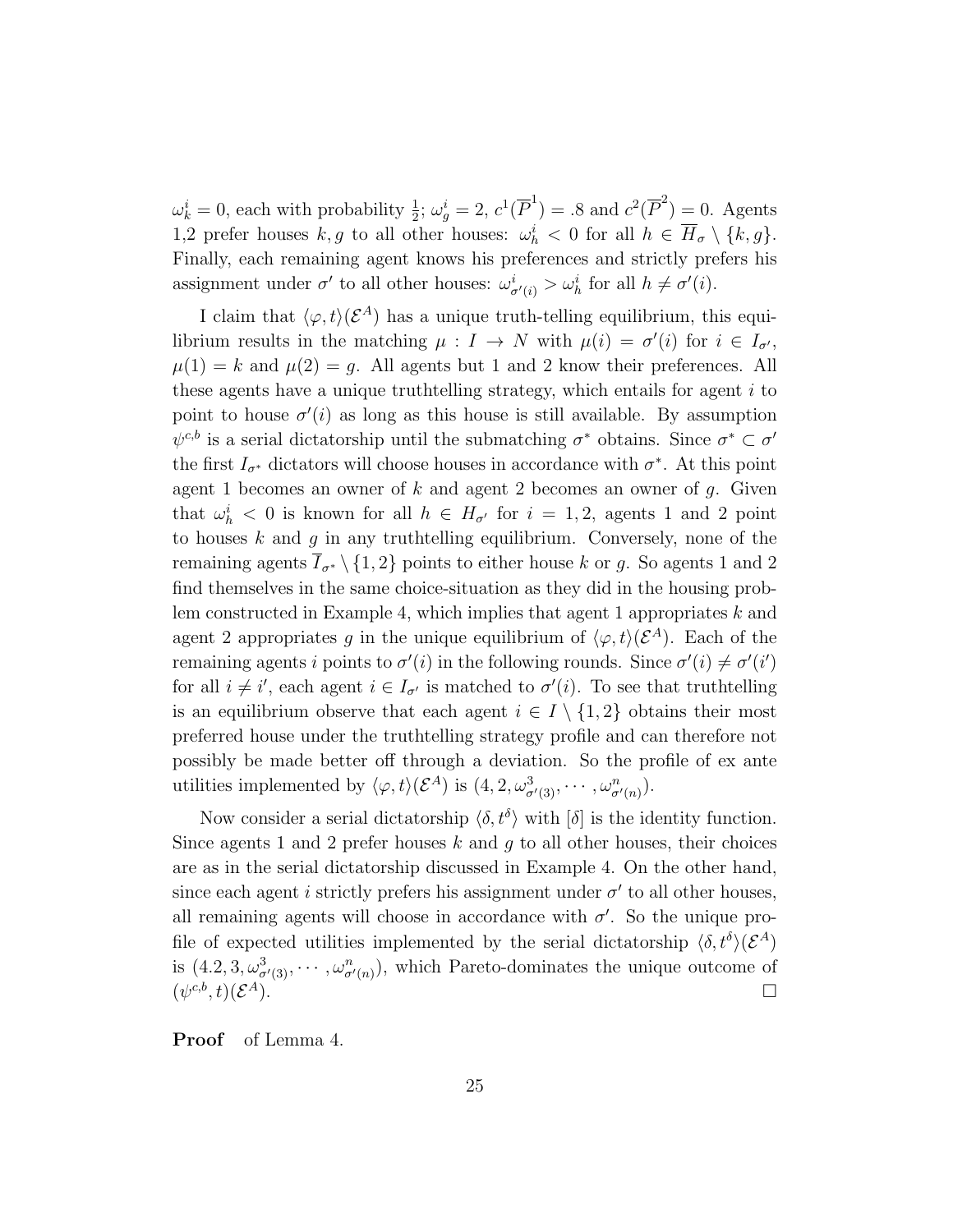$\omega^i_k = 0$, each with probability $\frac{1}{2}$; $\omega^i_g = 2$, $c^1(\overline{P}^1) = .8$ and $c^2(\overline{P}^2) = 0$. Agents 1,2 prefer houses $k, g$ to all other houses: $\omega^i_h < 0$ for all $h \in \overline{H}_\sigma \setminus \{k, g\}$. Finally, each remaining agent knows his preferences and strictly prefers his assignment under $\sigma'$ to all other houses: $\omega^i_{\sigma'(i)} > \omega^i_h$ for all $h \neq \sigma'(i)$.

I claim that $\langle \varphi, t \rangle(\mathcal{E}^A)$ has a unique truth-telling equilibrium, this equilibrium results in the matching $\mu : I \to N$ with $\mu(i) = \sigma'(i)$ for $i \in I_{\sigma'}$, $\mu(1) = k$ and $\mu(2) = g$. All agents but 1 and 2 know their preferences. All these agents have a unique truthtelling strategy, which entails for agent $i$ to point to house $\sigma'(i)$ as long as this house is still available. By assumption $\psi^{c,b}$ is a serial dictatorship until the submatching $\sigma^*$ obtains. Since $\sigma^* \subset \sigma'$ the first $I_{\sigma^*}$ dictators will choose houses in accordance with $\sigma^*$. At this point agent 1 becomes an owner of $k$ and agent 2 becomes an owner of $g$. Given that $\omega^i_h < 0$ is known for all $h \in H_{\sigma'}$ for $i = 1, 2$, agents 1 and 2 point to houses $k$ and $g$ in any truthtelling equilibrium. Conversely, none of the remaining agents $\overline{I}_{\sigma^*} \setminus \{1, 2\}$ points to either house $k$ or $g$. So agents 1 and 2 find themselves in the same choice-situation as they did in the housing problem constructed in Example 4, which implies that agent 1 appropriates $k$ and agent 2 appropriates $g$ in the unique equilibrium of $\langle \varphi, t \rangle(\mathcal{E}^A)$. Each of the remaining agents $i$ points to $\sigma'(i)$ in the following rounds. Since $\sigma'(i) \neq \sigma'(i')$ for all $i \neq i'$, each agent $i \in I_{\sigma'}$ is matched to $\sigma'(i)$. To see that truthtelling is an equilibrium observe that each agent $i \in I \setminus \{1, 2\}$ obtains their most preferred house under the truthtelling strategy profile and can therefore not possibly be made better off through a deviation. So the profile of ex ante utilities implemented by $\langle \varphi, t \rangle(\mathcal{E}^A)$ is $(4, 2, \omega^3_{\sigma'(3)}, \cdots, \omega^n_{\sigma'(n)})$.

Now consider a serial dictatorship $\langle \delta, t^\delta \rangle$ with $[\delta]$ is the identity function. Since agents 1 and 2 prefer houses $k$ and $g$ to all other houses, their choices are as in the serial dictatorship discussed in Example 4. On the other hand, since each agent $i$ strictly prefers his assignment under $\sigma'$ to all other houses, all remaining agents will choose in accordance with $\sigma'$. So the unique profile of expected utilities implemented by the serial dictatorship $\langle \delta, t^\delta \rangle(\mathcal{E}^A)$ is $(4.2, 3, \omega^3_{\sigma'(3)}, \cdots, \omega^n_{\sigma'(n)})$, which Pareto-dominates the unique outcome of $(\psi^{c,b}, t)(\mathcal{E}^A)$. □

**Proof** of Lemma 4.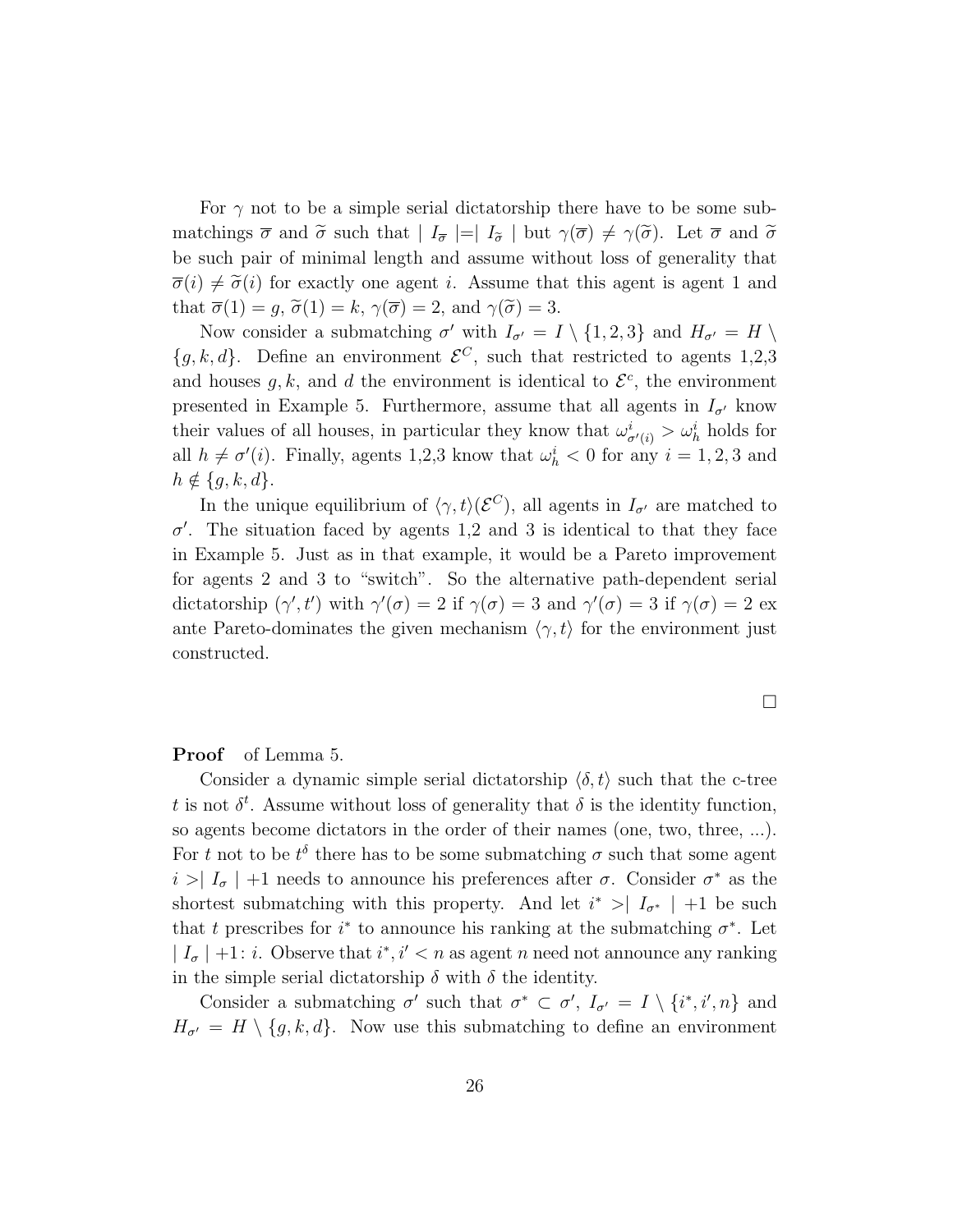For $\gamma$ not to be a simple serial dictatorship there have to be some submatchings $\overline{\sigma}$ and $\widetilde{\sigma}$ such that $| I_{\overline{\sigma}} |=| I_{\widetilde{\sigma}} |$ but $\gamma(\overline{\sigma}) \neq \gamma(\widetilde{\sigma})$. Let $\overline{\sigma}$ and $\widetilde{\sigma}$ be such pair of minimal length and assume without loss of generality that $\overline{\sigma}(i) \neq \widetilde{\sigma}(i)$ for exactly one agent $i$. Assume that this agent is agent 1 and that $\overline{\sigma}(1) = g$, $\widetilde{\sigma}(1) = k$, $\gamma(\overline{\sigma}) = 2$, and $\gamma(\widetilde{\sigma}) = 3$.

Now consider a submatching $\sigma'$ with $I_{\sigma'} = I \setminus \{1, 2, 3\}$ and $H_{\sigma'} = H \setminus \{g, k, d\}$. Define an environment $\mathcal{E}^C$, such that restricted to agents 1,2,3 and houses $g, k$, and $d$ the environment is identical to $\mathcal{E}^c$, the environment presented in Example 5. Furthermore, assume that all agents in $I_{\sigma'}$ know their values of all houses, in particular they know that $\omega^i_{\sigma'(i)} > \omega^i_h$ holds for all $h \neq \sigma'(i)$. Finally, agents 1,2,3 know that $\omega^i_h < 0$ for any $i = 1, 2, 3$ and $h \notin \{g, k, d\}$.

In the unique equilibrium of $\langle \gamma, t\rangle(\mathcal{E}^C)$, all agents in $I_{\sigma'}$ are matched to $\sigma'$. The situation faced by agents 1,2 and 3 is identical to that they face in Example 5. Just as in that example, it would be a Pareto improvement for agents 2 and 3 to "switch". So the alternative path-dependent serial dictatorship $(\gamma', t')$ with $\gamma'(\sigma) = 2$ if $\gamma(\sigma) = 3$ and $\gamma'(\sigma) = 3$ if $\gamma(\sigma) = 2$ ex ante Pareto-dominates the given mechanism $\langle \gamma, t\rangle$ for the environment just constructed.

□

**Proof** of Lemma 5.

Consider a dynamic simple serial dictatorship $\langle \delta, t\rangle$ such that the c-tree $t$ is not $\delta^t$. Assume without loss of generality that $\delta$ is the identity function, so agents become dictators in the order of their names (one, two, three, ...). For $t$ not to be $t^\delta$ there has to be some submatching $\sigma$ such that some agent $i >| I_\sigma | +1$ needs to announce his preferences after $\sigma$. Consider $\sigma^*$ as the shortest submatching with this property. And let $i^* >| I_{\sigma^*} | +1$ be such that $t$ prescribes for $i^*$ to announce his ranking at the submatching $\sigma^*$. Let $| I_\sigma | +1$: $i$. Observe that $i^*, i' < n$ as agent $n$ need not announce any ranking in the simple serial dictatorship $\delta$ with $\delta$ the identity.

Consider a submatching $\sigma'$ such that $\sigma^* \subset \sigma'$, $I_{\sigma'} = I \setminus \{i^*, i', n\}$ and $H_{\sigma'} = H \setminus \{g, k, d\}$. Now use this submatching to define an environment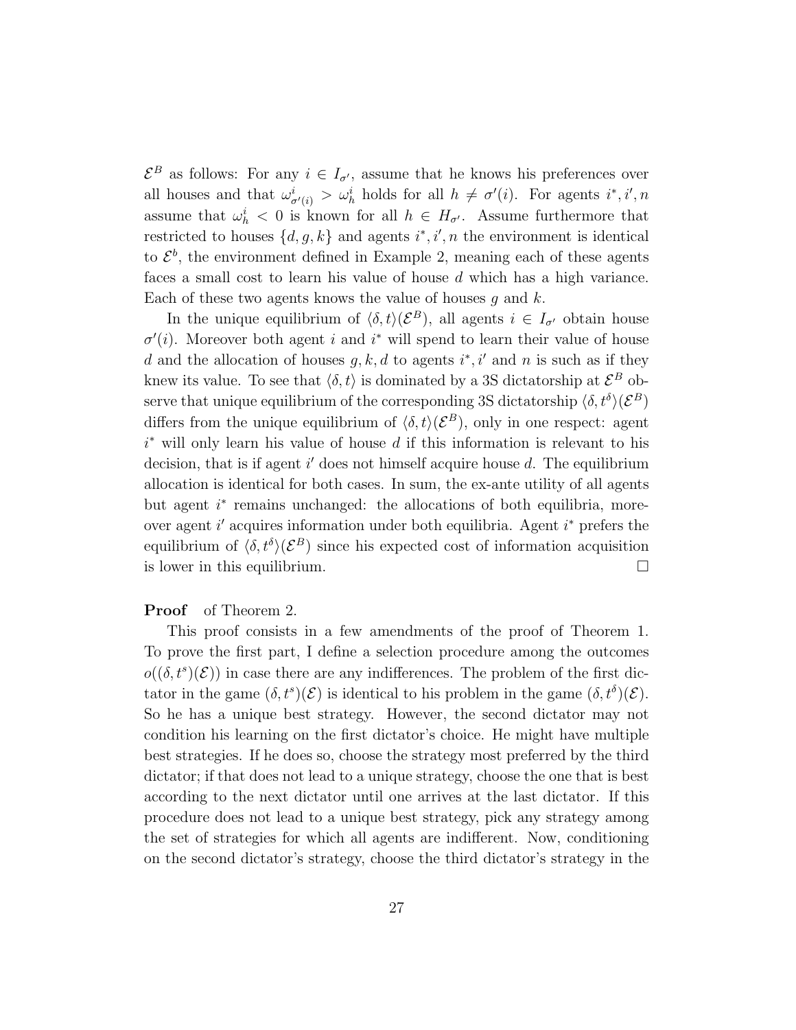$\mathcal{E}^B$ as follows: For any $i \in I_{\sigma'}$, assume that he knows his preferences over all houses and that $\omega^i_{\sigma'(i)} > \omega^i_h$ holds for all $h \neq \sigma'(i)$. For agents $i^*, i', n$ assume that $\omega^i_h < 0$ is known for all $h \in H_{\sigma'}$. Assume furthermore that restricted to houses $\{d, g, k\}$ and agents $i^*, i', n$ the environment is identical to $\mathcal{E}^b$, the environment defined in Example 2, meaning each of these agents faces a small cost to learn his value of house $d$ which has a high variance. Each of these two agents knows the value of houses $g$ and $k$.

In the unique equilibrium of $\langle \delta, t \rangle(\mathcal{E}^B)$, all agents $i \in I_{\sigma'}$ obtain house $\sigma'(i)$. Moreover both agent $i$ and $i^*$ will spend to learn their value of house $d$ and the allocation of houses $g, k, d$ to agents $i^*, i'$ and $n$ is such as if they knew its value. To see that $\langle \delta, t \rangle$ is dominated by a 3S dictatorship at $\mathcal{E}^B$ observe that unique equilibrium of the corresponding 3S dictatorship $\langle \delta, t^\delta \rangle(\mathcal{E}^B)$ differs from the unique equilibrium of $\langle \delta, t \rangle(\mathcal{E}^B)$, only in one respect: agent $i^*$ will only learn his value of house $d$ if this information is relevant to his decision, that is if agent $i'$ does not himself acquire house $d$. The equilibrium allocation is identical for both cases. In sum, the ex-ante utility of all agents but agent $i^*$ remains unchanged: the allocations of both equilibria, moreover agent $i'$ acquires information under both equilibria. Agent $i^*$ prefers the equilibrium of $\langle \delta, t^\delta \rangle(\mathcal{E}^B)$ since his expected cost of information acquisition is lower in this equilibrium. $\square$

**Proof** of Theorem 2.

This proof consists in a few amendments of the proof of Theorem 1. To prove the first part, I define a selection procedure among the outcomes $o((\delta, t^s)(\mathcal{E}))$ in case there are any indifferences. The problem of the first dictator in the game $(\delta, t^s)(\mathcal{E})$ is identical to his problem in the game $(\delta, t^\delta)(\mathcal{E})$. So he has a unique best strategy. However, the second dictator may not condition his learning on the first dictator's choice. He might have multiple best strategies. If he does so, choose the strategy most preferred by the third dictator; if that does not lead to a unique strategy, choose the one that is best according to the next dictator until one arrives at the last dictator. If this procedure does not lead to a unique best strategy, pick any strategy among the set of strategies for which all agents are indifferent. Now, conditioning on the second dictator's strategy, choose the third dictator's strategy in the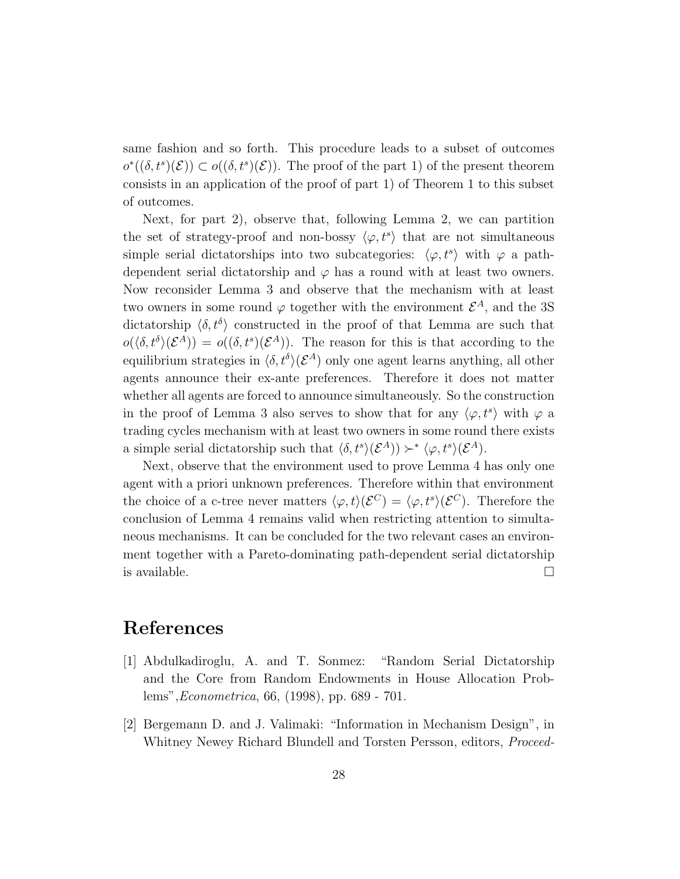same fashion and so forth. This procedure leads to a subset of outcomes $o^*((\delta, t^s)(\mathcal{E})) \subset o((\delta, t^s)(\mathcal{E}))$. The proof of the part 1) of the present theorem consists in an application of the proof of part 1) of Theorem 1 to this subset of outcomes.

Next, for part 2), observe that, following Lemma 2, we can partition the set of strategy-proof and non-bossy $\langle \varphi, t^s \rangle$ that are not simultaneous simple serial dictatorships into two subcategories: $\langle \varphi, t^s \rangle$ with $\varphi$ a path-dependent serial dictatorship and $\varphi$ has a round with at least two owners. Now reconsider Lemma 3 and observe that the mechanism with at least two owners in some round $\varphi$ together with the environment $\mathcal{E}^A$, and the 3S dictatorship $\langle \delta, t^\delta \rangle$ constructed in the proof of that Lemma are such that $o(\langle \delta, t^\delta \rangle(\mathcal{E}^A)) = o((\delta, t^s)(\mathcal{E}^A))$. The reason for this is that according to the equilibrium strategies in $\langle \delta, t^\delta \rangle(\mathcal{E}^A)$ only one agent learns anything, all other agents announce their ex-ante preferences. Therefore it does not matter whether all agents are forced to announce simultaneously. So the construction in the proof of Lemma 3 also serves to show that for any $\langle \varphi, t^s \rangle$ with $\varphi$ a trading cycles mechanism with at least two owners in some round there exists a simple serial dictatorship such that $\langle \delta, t^s \rangle(\mathcal{E}^A)) \succ^* \langle \varphi, t^s \rangle(\mathcal{E}^A)$.

Next, observe that the environment used to prove Lemma 4 has only one agent with a priori unknown preferences. Therefore within that environment the choice of a c-tree never matters $\langle \varphi, t \rangle(\mathcal{E}^C) = \langle \varphi, t^s \rangle(\mathcal{E}^C)$. Therefore the conclusion of Lemma 4 remains valid when restricting attention to simultaneous mechanisms. It can be concluded for the two relevant cases an environment together with a Pareto-dominating path-dependent serial dictatorship is available. □

# References

[1] Abdulkadiroglu, A. and T. Sonmez: "Random Serial Dictatorship and the Core from Random Endowments in House Allocation Problems",*Econometrica*, 66, (1998), pp. 689 - 701.

[2] Bergemann D. and J. Valimaki: "Information in Mechanism Design", in Whitney Newey Richard Blundell and Torsten Persson, editors, *Proceed-*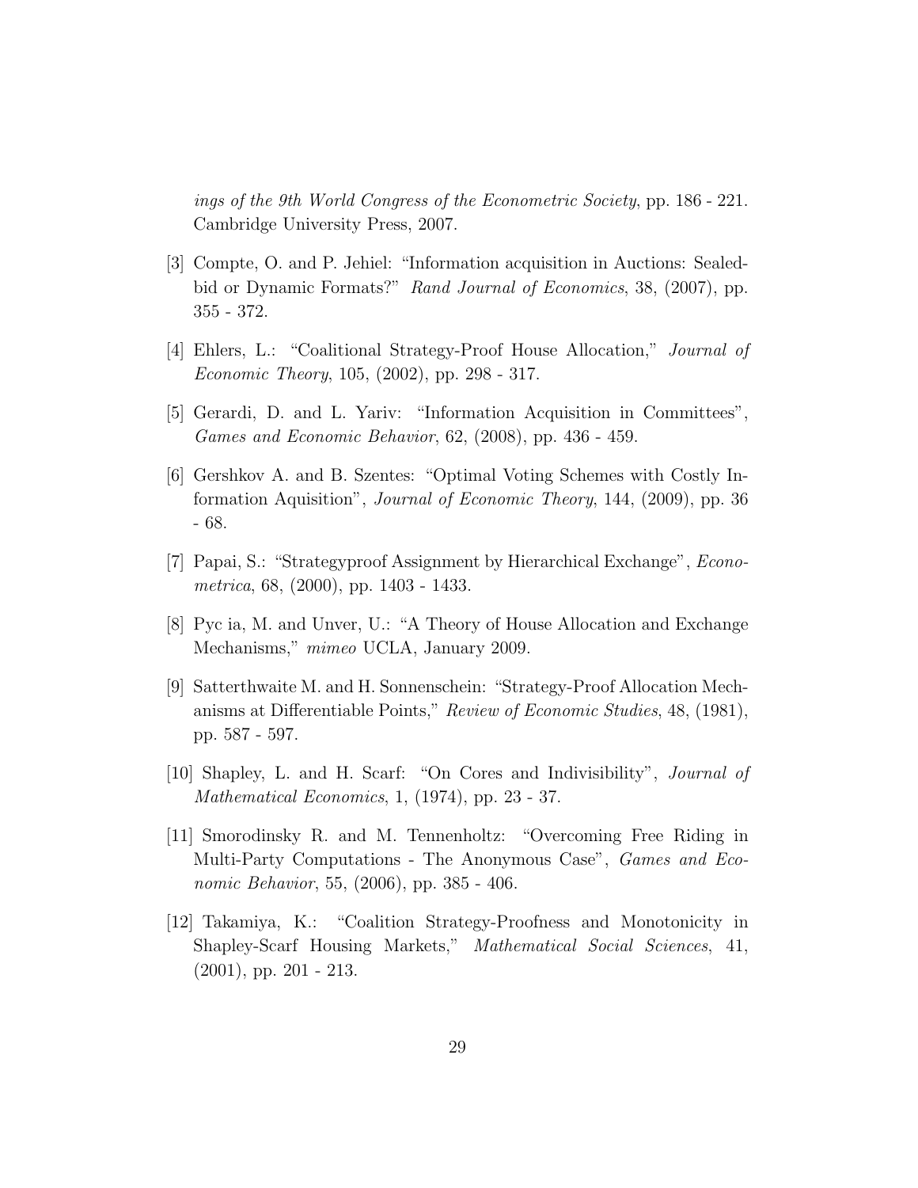*ings of the 9th World Congress of the Econometric Society*, pp. 186 - 221. Cambridge University Press, 2007.

[3] Compte, O. and P. Jehiel: "Information acquisition in Auctions: Sealed-bid or Dynamic Formats?" *Rand Journal of Economics*, 38, (2007), pp. 355 - 372.

[4] Ehlers, L.: "Coalitional Strategy-Proof House Allocation," *Journal of Economic Theory*, 105, (2002), pp. 298 - 317.

[5] Gerardi, D. and L. Yariv: "Information Acquisition in Committees", *Games and Economic Behavior*, 62, (2008), pp. 436 - 459.

[6] Gershkov A. and B. Szentes: "Optimal Voting Schemes with Costly Information Aquisition", *Journal of Economic Theory*, 144, (2009), pp. 36 - 68.

[7] Papai, S.: "Strategyproof Assignment by Hierarchical Exchange", *Econometrica*, 68, (2000), pp. 1403 - 1433.

[8] Pyc ia, M. and Unver, U.: "A Theory of House Allocation and Exchange Mechanisms," *mimeo* UCLA, January 2009.

[9] Satterthwaite M. and H. Sonnenschein: "Strategy-Proof Allocation Mechanisms at Differentiable Points," *Review of Economic Studies*, 48, (1981), pp. 587 - 597.

[10] Shapley, L. and H. Scarf: "On Cores and Indivisibility", *Journal of Mathematical Economics*, 1, (1974), pp. 23 - 37.

[11] Smorodinsky R. and M. Tennenholtz: "Overcoming Free Riding in Multi-Party Computations - The Anonymous Case", *Games and Economic Behavior*, 55, (2006), pp. 385 - 406.

[12] Takamiya, K.: "Coalition Strategy-Proofness and Monotonicity in Shapley-Scarf Housing Markets," *Mathematical Social Sciences*, 41, (2001), pp. 201 - 213.